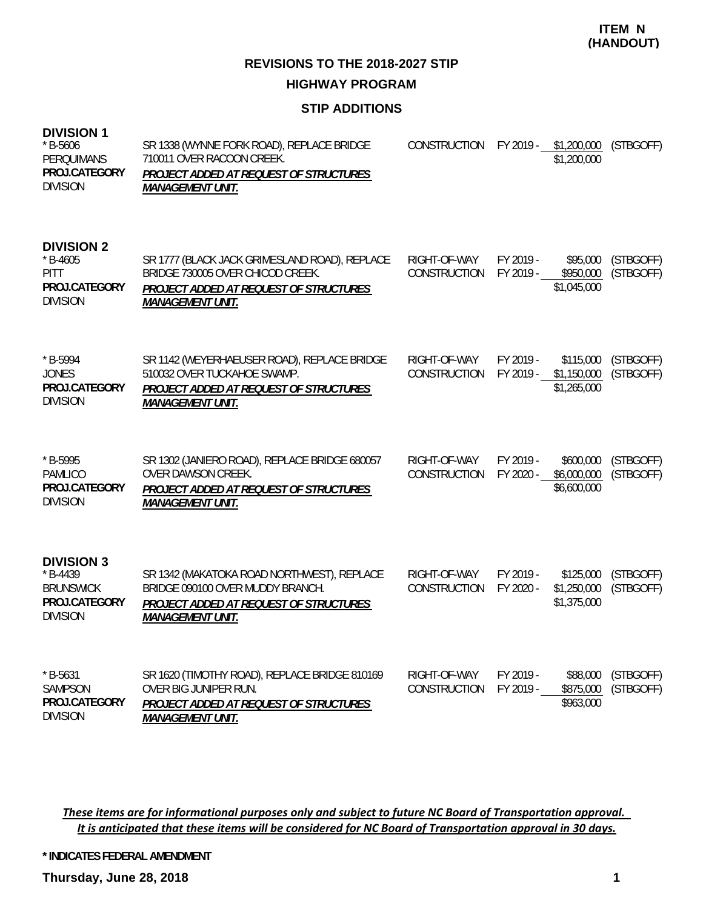**ITEM N**
**(HANDOUT)**

# REVISIONS TO THE 2018-2027 STIP

## HIGHWAY PROGRAM

### STIP ADDITIONS

**DIVISION 1**

| | | | | | |
|---|---|---|---|---|---|
| * B-5606<br>PERQUIMANS<br>**PROJ.CATEGORY**<br>DIVISION | SR 1338 (WYNNE FORK ROAD), REPLACE BRIDGE 710011 OVER RACOON CREEK.<br>***PROJECT ADDED AT REQUEST OF STRUCTURES MANAGEMENT UNIT.*** | CONSTRUCTION | FY 2019 - | $1,200,000<br>$1,200,000 | (STBGOFF) |

**DIVISION 2**

| | | | | | |
|---|---|---|---|---|---|
| * B-4605<br>PITT<br>**PROJ.CATEGORY**<br>DIVISION | SR 1777 (BLACK JACK GRIMESLAND ROAD), REPLACE BRIDGE 730005 OVER CHICOD CREEK.<br>***PROJECT ADDED AT REQUEST OF STRUCTURES MANAGEMENT UNIT.*** | RIGHT-OF-WAY<br>CONSTRUCTION | FY 2019 -<br>FY 2019 - | $95,000<br>$950,000<br>$1,045,000 | (STBGOFF)<br>(STBGOFF) |
| * B-5994<br>JONES<br>**PROJ.CATEGORY**<br>DIVISION | SR 1142 (WEYERHAEUSER ROAD), REPLACE BRIDGE 510032 OVER TUCKAHOE SWAMP.<br>***PROJECT ADDED AT REQUEST OF STRUCTURES MANAGEMENT UNIT.*** | RIGHT-OF-WAY<br>CONSTRUCTION | FY 2019 -<br>FY 2019 - | $115,000<br>$1,150,000<br>$1,265,000 | (STBGOFF)<br>(STBGOFF) |
| * B-5995<br>PAMLICO<br>**PROJ.CATEGORY**<br>DIVISION | SR 1302 (JANIERO ROAD), REPLACE BRIDGE 680057 OVER DAWSON CREEK.<br>***PROJECT ADDED AT REQUEST OF STRUCTURES MANAGEMENT UNIT.*** | RIGHT-OF-WAY<br>CONSTRUCTION | FY 2019 -<br>FY 2020 - | $600,000<br>$6,000,000<br>$6,600,000 | (STBGOFF)<br>(STBGOFF) |

**DIVISION 3**

| | | | | | |
|---|---|---|---|---|---|
| * B-4439<br>BRUNSWICK<br>**PROJ.CATEGORY**<br>DIVISION | SR 1342 (MAKATOKA ROAD NORTHWEST), REPLACE BRIDGE 090100 OVER MUDDY BRANCH.<br>***PROJECT ADDED AT REQUEST OF STRUCTURES MANAGEMENT UNIT.*** | RIGHT-OF-WAY<br>CONSTRUCTION | FY 2019 -<br>FY 2020 - | $125,000<br>$1,250,000<br>$1,375,000 | (STBGOFF)<br>(STBGOFF) |
| * B-5631<br>SAMPSON<br>**PROJ.CATEGORY**<br>DIVISION | SR 1620 (TIMOTHY ROAD), REPLACE BRIDGE 810169 OVER BIG JUNIPER RUN.<br>***PROJECT ADDED AT REQUEST OF STRUCTURES MANAGEMENT UNIT.*** | RIGHT-OF-WAY<br>CONSTRUCTION | FY 2019 -<br>FY 2019 - | $88,000<br>$875,000<br>$963,000 | (STBGOFF)<br>(STBGOFF) |

*These items are for informational purposes only and subject to future NC Board of Transportation approval. It is anticipated that these items will be considered for NC Board of Transportation approval in 30 days.*

**\* INDICATES FEDERAL AMENDMENT**

**Thursday, June 28, 2018**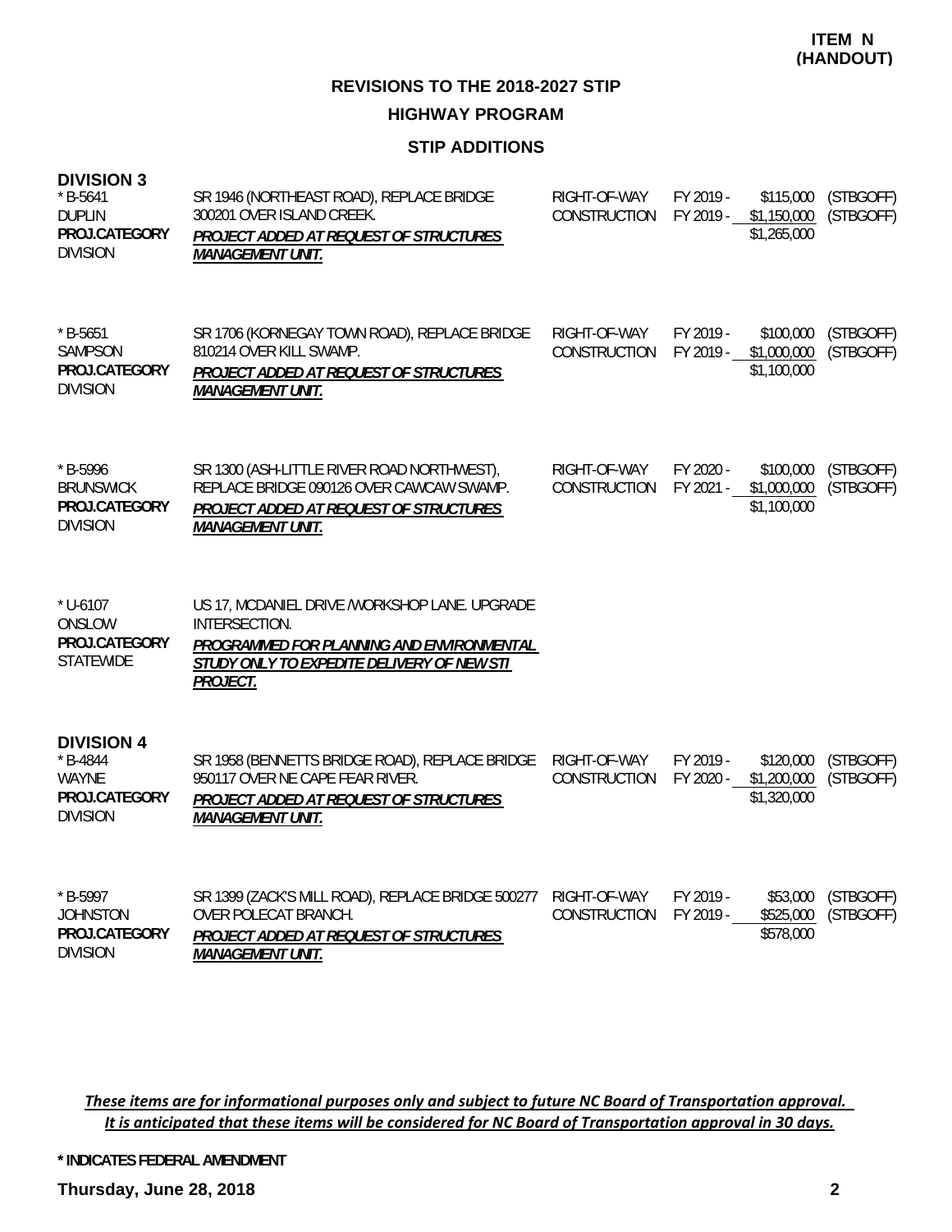**ITEM N (HANDOUT)**

## REVISIONS TO THE 2018-2027 STIP

## HIGHWAY PROGRAM

### STIP ADDITIONS

### DIVISION 3

| | | | | | |
|---|---|---|---|---|---|
| * B-5641<br>DUPLIN<br>**PROJ.CATEGORY**<br>DIVISION | SR 1946 (NORTHEAST ROAD), REPLACE BRIDGE 300201 OVER ISLAND CREEK.<br>***PROJECT ADDED AT REQUEST OF STRUCTURES MANAGEMENT UNIT.*** | RIGHT-OF-WAY<br>CONSTRUCTION | FY 2019 -<br>FY 2019 - | \$115,000<br>\$1,150,000<br>\$1,265,000 | (STBGOFF)<br>(STBGOFF) |
| * B-5651<br>SAMPSON<br>**PROJ.CATEGORY**<br>DIVISION | SR 1706 (KORNEGAY TOWN ROAD), REPLACE BRIDGE 810214 OVER KILL SWAMP.<br>***PROJECT ADDED AT REQUEST OF STRUCTURES MANAGEMENT UNIT.*** | RIGHT-OF-WAY<br>CONSTRUCTION | FY 2019 -<br>FY 2019 - | \$100,000<br>\$1,000,000<br>\$1,100,000 | (STBGOFF)<br>(STBGOFF) |
| * B-5996<br>BRUNSWICK<br>**PROJ.CATEGORY**<br>DIVISION | SR 1300 (ASH-LITTLE RIVER ROAD NORTHWEST), REPLACE BRIDGE 090126 OVER CAWCAW SWAMP.<br>***PROJECT ADDED AT REQUEST OF STRUCTURES MANAGEMENT UNIT.*** | RIGHT-OF-WAY<br>CONSTRUCTION | FY 2020 -<br>FY 2021 - | \$100,000<br>\$1,000,000<br>\$1,100,000 | (STBGOFF)<br>(STBGOFF) |
| * U-6107<br>ONSLOW<br>**PROJ.CATEGORY**<br>STATEWIDE | US 17, MCDANIEL DRIVE /WORKSHOP LANE. UPGRADE INTERSECTION.<br>***PROGRAMMED FOR PLANNING AND ENVIRONMENTAL STUDY ONLY TO EXPEDITE DELIVERY OF NEW STI PROJECT.*** | | | | |

### DIVISION 4

| | | | | | |
|---|---|---|---|---|---|
| * B-4844<br>WAYNE<br>**PROJ.CATEGORY**<br>DIVISION | SR 1958 (BENNETTS BRIDGE ROAD), REPLACE BRIDGE 950117 OVER NE CAPE FEAR RIVER.<br>***PROJECT ADDED AT REQUEST OF STRUCTURES MANAGEMENT UNIT.*** | RIGHT-OF-WAY<br>CONSTRUCTION | FY 2019 -<br>FY 2020 - | \$120,000<br>\$1,200,000<br>\$1,320,000 | (STBGOFF)<br>(STBGOFF) |
| * B-5997<br>JOHNSTON<br>**PROJ.CATEGORY**<br>DIVISION | SR 1399 (ZACK'S MILL ROAD), REPLACE BRIDGE 500277 OVER POLECAT BRANCH.<br>***PROJECT ADDED AT REQUEST OF STRUCTURES MANAGEMENT UNIT.*** | RIGHT-OF-WAY<br>CONSTRUCTION | FY 2019 -<br>FY 2019 - | \$53,000<br>\$525,000<br>\$578,000 | (STBGOFF)<br>(STBGOFF) |

*These items are for informational purposes only and subject to future NC Board of Transportation approval. It is anticipated that these items will be considered for NC Board of Transportation approval in 30 days.*

**\* INDICATES FEDERAL AMENDMENT**

**Thursday, June 28, 2018**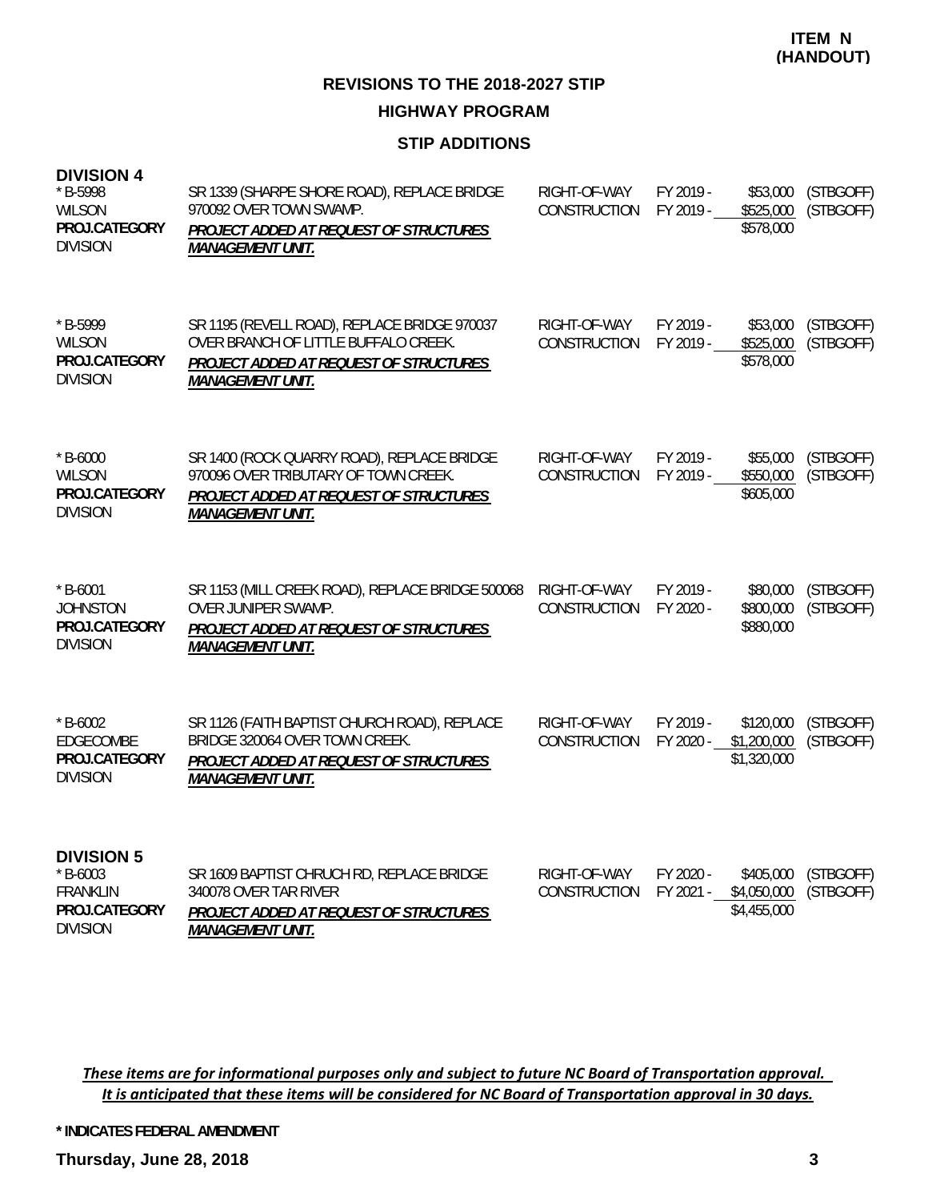**ITEM N (HANDOUT)**

## REVISIONS TO THE 2018-2027 STIP

### HIGHWAY PROGRAM

### STIP ADDITIONS

**DIVISION 4**

| Project | Description | Phase | FY | Amount | Funding |
|---|---|---|---|---|---|
| * B-5998<br>WILSON<br>**PROJ.CATEGORY**<br>DIVISION | SR 1339 (SHARPE SHORE ROAD), REPLACE BRIDGE 970092 OVER TOWN SWAMP.<br>***PROJECT ADDED AT REQUEST OF STRUCTURES MANAGEMENT UNIT.*** | RIGHT-OF-WAY<br>CONSTRUCTION | FY 2019 -<br>FY 2019 - | $53,000<br>$525,000<br>$578,000 | (STBGOFF)<br>(STBGOFF) |
| * B-5999<br>WILSON<br>**PROJ.CATEGORY**<br>DIVISION | SR 1195 (REVELL ROAD), REPLACE BRIDGE 970037 OVER BRANCH OF LITTLE BUFFALO CREEK.<br>***PROJECT ADDED AT REQUEST OF STRUCTURES MANAGEMENT UNIT.*** | RIGHT-OF-WAY<br>CONSTRUCTION | FY 2019 -<br>FY 2019 - | $53,000<br>$525,000<br>$578,000 | (STBGOFF)<br>(STBGOFF) |
| * B-6000<br>WILSON<br>**PROJ.CATEGORY**<br>DIVISION | SR 1400 (ROCK QUARRY ROAD), REPLACE BRIDGE 970096 OVER TRIBUTARY OF TOWN CREEK.<br>***PROJECT ADDED AT REQUEST OF STRUCTURES MANAGEMENT UNIT.*** | RIGHT-OF-WAY<br>CONSTRUCTION | FY 2019 -<br>FY 2019 - | $55,000<br>$550,000<br>$605,000 | (STBGOFF)<br>(STBGOFF) |
| * B-6001<br>JOHNSTON<br>**PROJ.CATEGORY**<br>DIVISION | SR 1153 (MILL CREEK ROAD), REPLACE BRIDGE 500068 OVER JUNIPER SWAMP.<br>***PROJECT ADDED AT REQUEST OF STRUCTURES MANAGEMENT UNIT.*** | RIGHT-OF-WAY<br>CONSTRUCTION | FY 2019 -<br>FY 2020 - | $80,000<br>$800,000<br>$880,000 | (STBGOFF)<br>(STBGOFF) |
| * B-6002<br>EDGECOMBE<br>**PROJ.CATEGORY**<br>DIVISION | SR 1126 (FAITH BAPTIST CHURCH ROAD), REPLACE BRIDGE 320064 OVER TOWN CREEK.<br>***PROJECT ADDED AT REQUEST OF STRUCTURES MANAGEMENT UNIT.*** | RIGHT-OF-WAY<br>CONSTRUCTION | FY 2019 -<br>FY 2020 - | $120,000<br>$1,200,000<br>$1,320,000 | (STBGOFF)<br>(STBGOFF) |

**DIVISION 5**

| Project | Description | Phase | FY | Amount | Funding |
|---|---|---|---|---|---|
| * B-6003<br>FRANKLIN<br>**PROJ.CATEGORY**<br>DIVISION | SR 1609 BAPTIST CHRUCH RD, REPLACE BRIDGE 340078 OVER TAR RIVER<br>***PROJECT ADDED AT REQUEST OF STRUCTURES MANAGEMENT UNIT.*** | RIGHT-OF-WAY<br>CONSTRUCTION | FY 2020 -<br>FY 2021 - | $405,000<br>$4,050,000<br>$4,455,000 | (STBGOFF)<br>(STBGOFF) |

***These items are for informational purposes only and subject to future NC Board of Transportation approval. It is anticipated that these items will be considered for NC Board of Transportation approval in 30 days.***

**\* INDICATES FEDERAL AMENDMENT**

**Thursday, June 28, 2018**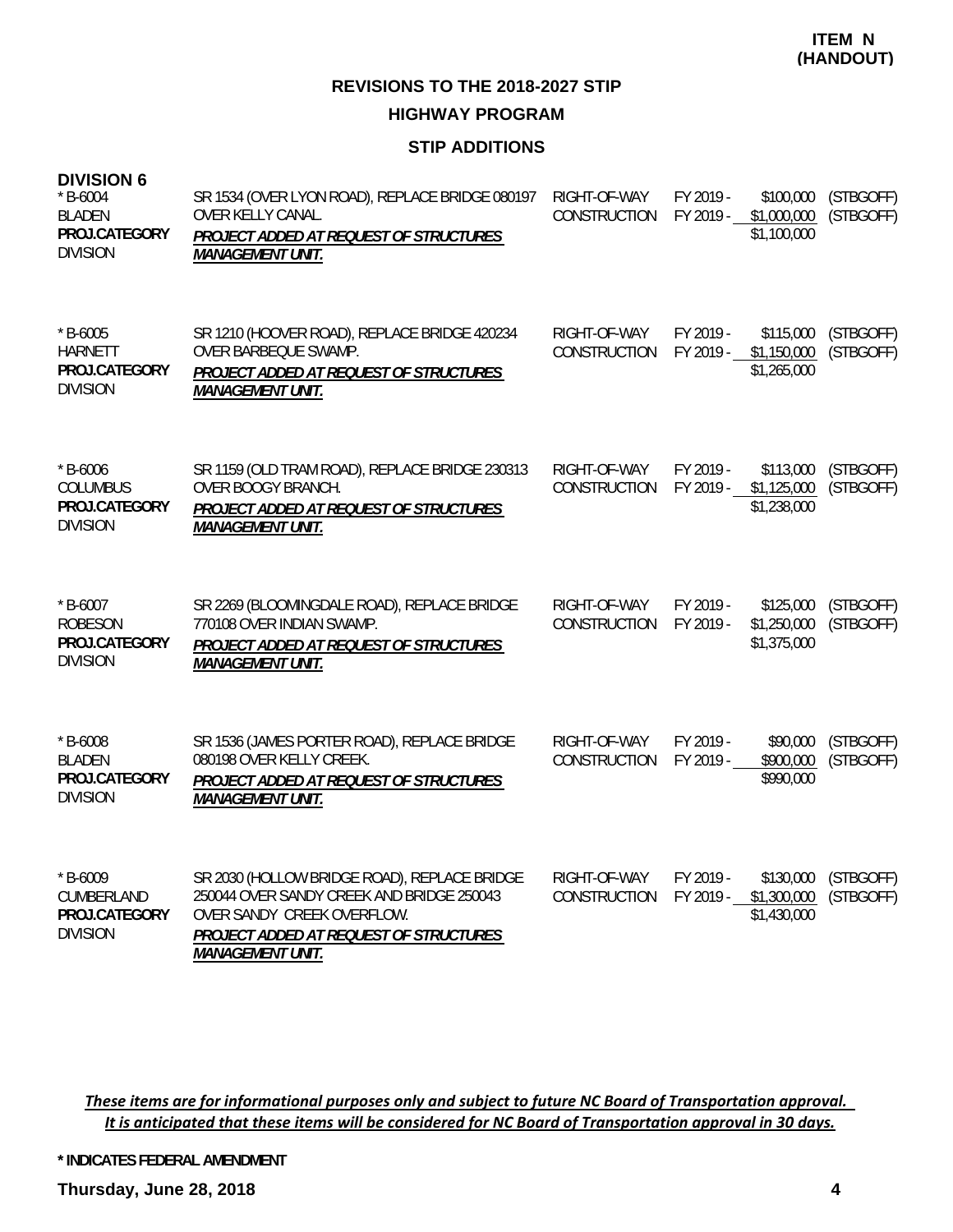**ITEM N (HANDOUT)**

## REVISIONS TO THE 2018-2027 STIP

## HIGHWAY PROGRAM

### STIP ADDITIONS

**DIVISION 6**

| | | | | | |
|---|---|---|---|---|---|
| * B-6004<br>BLADEN<br>**PROJ.CATEGORY**<br>DIVISION | SR 1534 (OVER LYON ROAD), REPLACE BRIDGE 080197 OVER KELLY CANAL.<br>***PROJECT ADDED AT REQUEST OF STRUCTURES MANAGEMENT UNIT.*** | RIGHT-OF-WAY<br>CONSTRUCTION | FY 2019 -<br>FY 2019 - | \$100,000<br>\$1,000,000<br>\$1,100,000 | (STBGOFF)<br>(STBGOFF) |
| * B-6005<br>HARNETT<br>**PROJ.CATEGORY**<br>DIVISION | SR 1210 (HOOVER ROAD), REPLACE BRIDGE 420234 OVER BARBEQUE SWAMP.<br>***PROJECT ADDED AT REQUEST OF STRUCTURES MANAGEMENT UNIT.*** | RIGHT-OF-WAY<br>CONSTRUCTION | FY 2019 -<br>FY 2019 - | \$115,000<br>\$1,150,000<br>\$1,265,000 | (STBGOFF)<br>(STBGOFF) |
| * B-6006<br>COLUMBUS<br>**PROJ.CATEGORY**<br>DIVISION | SR 1159 (OLD TRAM ROAD), REPLACE BRIDGE 230313 OVER BOOGY BRANCH.<br>***PROJECT ADDED AT REQUEST OF STRUCTURES MANAGEMENT UNIT.*** | RIGHT-OF-WAY<br>CONSTRUCTION | FY 2019 -<br>FY 2019 - | \$113,000<br>\$1,125,000<br>\$1,238,000 | (STBGOFF)<br>(STBGOFF) |
| * B-6007<br>ROBESON<br>**PROJ.CATEGORY**<br>DIVISION | SR 2269 (BLOOMINGDALE ROAD), REPLACE BRIDGE 770108 OVER INDIAN SWAMP.<br>***PROJECT ADDED AT REQUEST OF STRUCTURES MANAGEMENT UNIT.*** | RIGHT-OF-WAY<br>CONSTRUCTION | FY 2019 -<br>FY 2019 - | \$125,000<br>\$1,250,000<br>\$1,375,000 | (STBGOFF)<br>(STBGOFF) |
| * B-6008<br>BLADEN<br>**PROJ.CATEGORY**<br>DIVISION | SR 1536 (JAMES PORTER ROAD), REPLACE BRIDGE 080198 OVER KELLY CREEK.<br>***PROJECT ADDED AT REQUEST OF STRUCTURES MANAGEMENT UNIT.*** | RIGHT-OF-WAY<br>CONSTRUCTION | FY 2019 -<br>FY 2019 - | \$90,000<br>\$900,000<br>\$990,000 | (STBGOFF)<br>(STBGOFF) |
| * B-6009<br>CUMBERLAND<br>**PROJ.CATEGORY**<br>DIVISION | SR 2030 (HOLLOW BRIDGE ROAD), REPLACE BRIDGE 250044 OVER SANDY CREEK AND BRIDGE 250043 OVER SANDY CREEK OVERFLOW.<br>***PROJECT ADDED AT REQUEST OF STRUCTURES MANAGEMENT UNIT.*** | RIGHT-OF-WAY<br>CONSTRUCTION | FY 2019 -<br>FY 2019 - | \$130,000<br>\$1,300,000<br>\$1,430,000 | (STBGOFF)<br>(STBGOFF) |

*These items are for informational purposes only and subject to future NC Board of Transportation approval. It is anticipated that these items will be considered for NC Board of Transportation approval in 30 days.*

**\* INDICATES FEDERAL AMENDMENT**

**Thursday, June 28, 2018**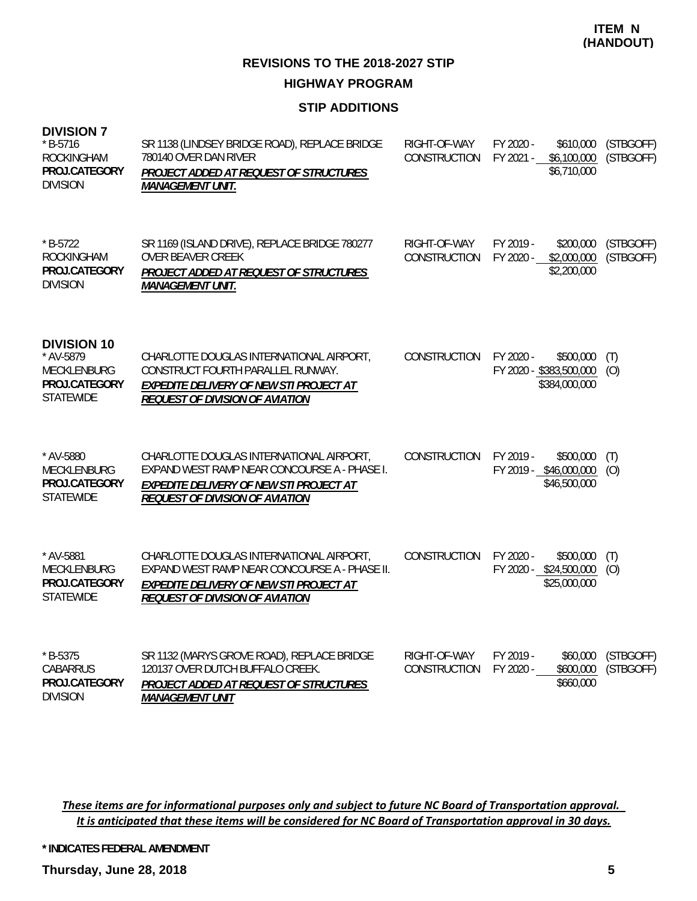**ITEM N (HANDOUT)**

## REVISIONS TO THE 2018-2027 STIP

### HIGHWAY PROGRAM

### STIP ADDITIONS

**DIVISION 7**

| | | | | | |
|---|---|---|---|---|---|
| * B-5716<br>ROCKINGHAM<br>**PROJ.CATEGORY**<br>DIVISION | SR 1138 (LINDSEY BRIDGE ROAD), REPLACE BRIDGE 780140 OVER DAN RIVER<br>***PROJECT ADDED AT REQUEST OF STRUCTURES MANAGEMENT UNIT.*** | RIGHT-OF-WAY<br>CONSTRUCTION | FY 2020 -<br>FY 2021 - | $610,000<br>$6,100,000<br>$6,710,000 | (STBGOFF)<br>(STBGOFF) |
| * B-5722<br>ROCKINGHAM<br>**PROJ.CATEGORY**<br>DIVISION | SR 1169 (ISLAND DRIVE), REPLACE BRIDGE 780277 OVER BEAVER CREEK<br>***PROJECT ADDED AT REQUEST OF STRUCTURES MANAGEMENT UNIT.*** | RIGHT-OF-WAY<br>CONSTRUCTION | FY 2019 -<br>FY 2020 - | $200,000<br>$2,000,000<br>$2,200,000 | (STBGOFF)<br>(STBGOFF) |

**DIVISION 10**

| | | | | | |
|---|---|---|---|---|---|
| * AV-5879<br>MECKLENBURG<br>**PROJ.CATEGORY**<br>STATEWIDE | CHARLOTTE DOUGLAS INTERNATIONAL AIRPORT, CONSTRUCT FOURTH PARALLEL RUNWAY.<br>***EXPEDITE DELIVERY OF NEW STI PROJECT AT REQUEST OF DIVISION OF AVIATION*** | CONSTRUCTION | FY 2020 -<br>FY 2020 - | $500,000<br>$383,500,000<br>$384,000,000 | (T)<br>(O) |
| * AV-5880<br>MECKLENBURG<br>**PROJ.CATEGORY**<br>STATEWIDE | CHARLOTTE DOUGLAS INTERNATIONAL AIRPORT, EXPAND WEST RAMP NEAR CONCOURSE A - PHASE I.<br>***EXPEDITE DELIVERY OF NEW STI PROJECT AT REQUEST OF DIVISION OF AVIATION*** | CONSTRUCTION | FY 2019 -<br>FY 2019 - | $500,000<br>$46,000,000<br>$46,500,000 | (T)<br>(O) |
| * AV-5881<br>MECKLENBURG<br>**PROJ.CATEGORY**<br>STATEWIDE | CHARLOTTE DOUGLAS INTERNATIONAL AIRPORT, EXPAND WEST RAMP NEAR CONCOURSE A - PHASE II.<br>***EXPEDITE DELIVERY OF NEW STI PROJECT AT REQUEST OF DIVISION OF AVIATION*** | CONSTRUCTION | FY 2020 -<br>FY 2020 - | $500,000<br>$24,500,000<br>$25,000,000 | (T)<br>(O) |
| * B-5375<br>CABARRUS<br>**PROJ.CATEGORY**<br>DIVISION | SR 1132 (MARYS GROVE ROAD), REPLACE BRIDGE 120137 OVER DUTCH BUFFALO CREEK.<br>***PROJECT ADDED AT REQUEST OF STRUCTURES MANAGEMENT UNIT*** | RIGHT-OF-WAY<br>CONSTRUCTION | FY 2019 -<br>FY 2020 - | $60,000<br>$600,000<br>$660,000 | (STBGOFF)<br>(STBGOFF) |

*These items are for informational purposes only and subject to future NC Board of Transportation approval. It is anticipated that these items will be considered for NC Board of Transportation approval in 30 days.*

**\* INDICATES FEDERAL AMENDMENT**

**Thursday, June 28, 2018**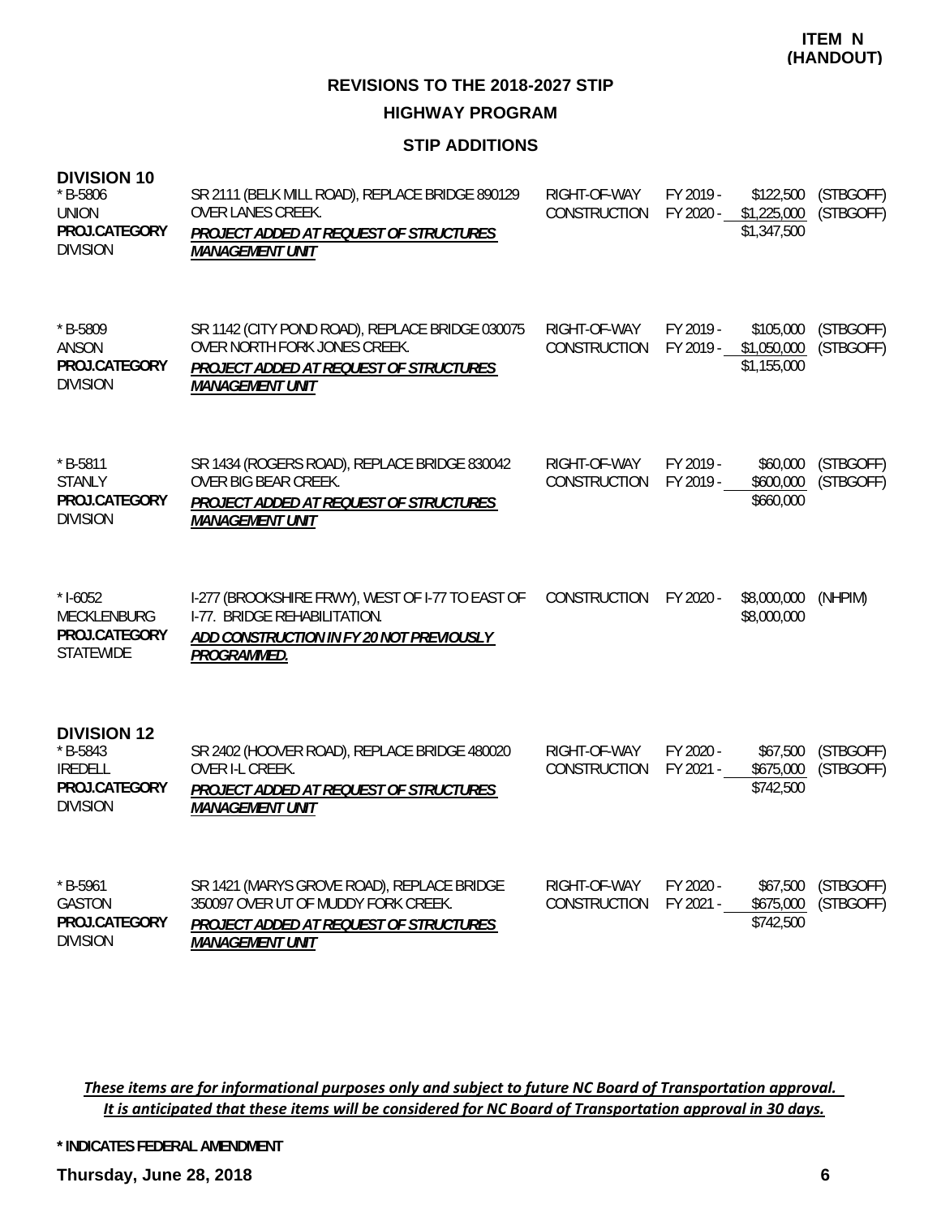**ITEM N (HANDOUT)**

## REVISIONS TO THE 2018-2027 STIP

### HIGHWAY PROGRAM

### STIP ADDITIONS

**DIVISION 10**

| | | | | | |
|---|---|---|---|---|---|
| * B-5806<br>UNION<br>**PROJ.CATEGORY**<br>DIVISION | SR 2111 (BELK MILL ROAD), REPLACE BRIDGE 890129 OVER LANES CREEK.<br>***PROJECT ADDED AT REQUEST OF STRUCTURES MANAGEMENT UNIT*** | RIGHT-OF-WAY<br>CONSTRUCTION | FY 2019 -<br>FY 2020 - | \$122,500<br>\$1,225,000<br>\$1,347,500 | (STBGOFF)<br>(STBGOFF) |
| * B-5809<br>ANSON<br>**PROJ.CATEGORY**<br>DIVISION | SR 1142 (CITY POND ROAD), REPLACE BRIDGE 030075 OVER NORTH FORK JONES CREEK.<br>***PROJECT ADDED AT REQUEST OF STRUCTURES MANAGEMENT UNIT*** | RIGHT-OF-WAY<br>CONSTRUCTION | FY 2019 -<br>FY 2019 - | \$105,000<br>\$1,050,000<br>\$1,155,000 | (STBGOFF)<br>(STBGOFF) |
| * B-5811<br>STANLY<br>**PROJ.CATEGORY**<br>DIVISION | SR 1434 (ROGERS ROAD), REPLACE BRIDGE 830042 OVER BIG BEAR CREEK.<br>***PROJECT ADDED AT REQUEST OF STRUCTURES MANAGEMENT UNIT*** | RIGHT-OF-WAY<br>CONSTRUCTION | FY 2019 -<br>FY 2019 - | \$60,000<br>\$600,000<br>\$660,000 | (STBGOFF)<br>(STBGOFF) |
| * I-6052<br>MECKLENBURG<br>**PROJ.CATEGORY**<br>STATEWIDE | I-277 (BROOKSHIRE FRWY), WEST OF I-77 TO EAST OF I-77. BRIDGE REHABILITATION.<br>***ADD CONSTRUCTION IN FY 20 NOT PREVIOUSLY PROGRAMMED.*** | CONSTRUCTION | FY 2020 - | \$8,000,000<br>\$8,000,000 | (NHPIM) |

**DIVISION 12**

| | | | | | |
|---|---|---|---|---|---|
| * B-5843<br>IREDELL<br>**PROJ.CATEGORY**<br>DIVISION | SR 2402 (HOOVER ROAD), REPLACE BRIDGE 480020 OVER I-L CREEK.<br>***PROJECT ADDED AT REQUEST OF STRUCTURES MANAGEMENT UNIT*** | RIGHT-OF-WAY<br>CONSTRUCTION | FY 2020 -<br>FY 2021 - | \$67,500<br>\$675,000<br>\$742,500 | (STBGOFF)<br>(STBGOFF) |
| * B-5961<br>GASTON<br>**PROJ.CATEGORY**<br>DIVISION | SR 1421 (MARYS GROVE ROAD), REPLACE BRIDGE 350097 OVER UT OF MUDDY FORK CREEK.<br>***PROJECT ADDED AT REQUEST OF STRUCTURES MANAGEMENT UNIT*** | RIGHT-OF-WAY<br>CONSTRUCTION | FY 2020 -<br>FY 2021 - | \$67,500<br>\$675,000<br>\$742,500 | (STBGOFF)<br>(STBGOFF) |

*These items are for informational purposes only and subject to future NC Board of Transportation approval. It is anticipated that these items will be considered for NC Board of Transportation approval in 30 days.*

**\* INDICATES FEDERAL AMENDMENT**

**Thursday, June 28, 2018**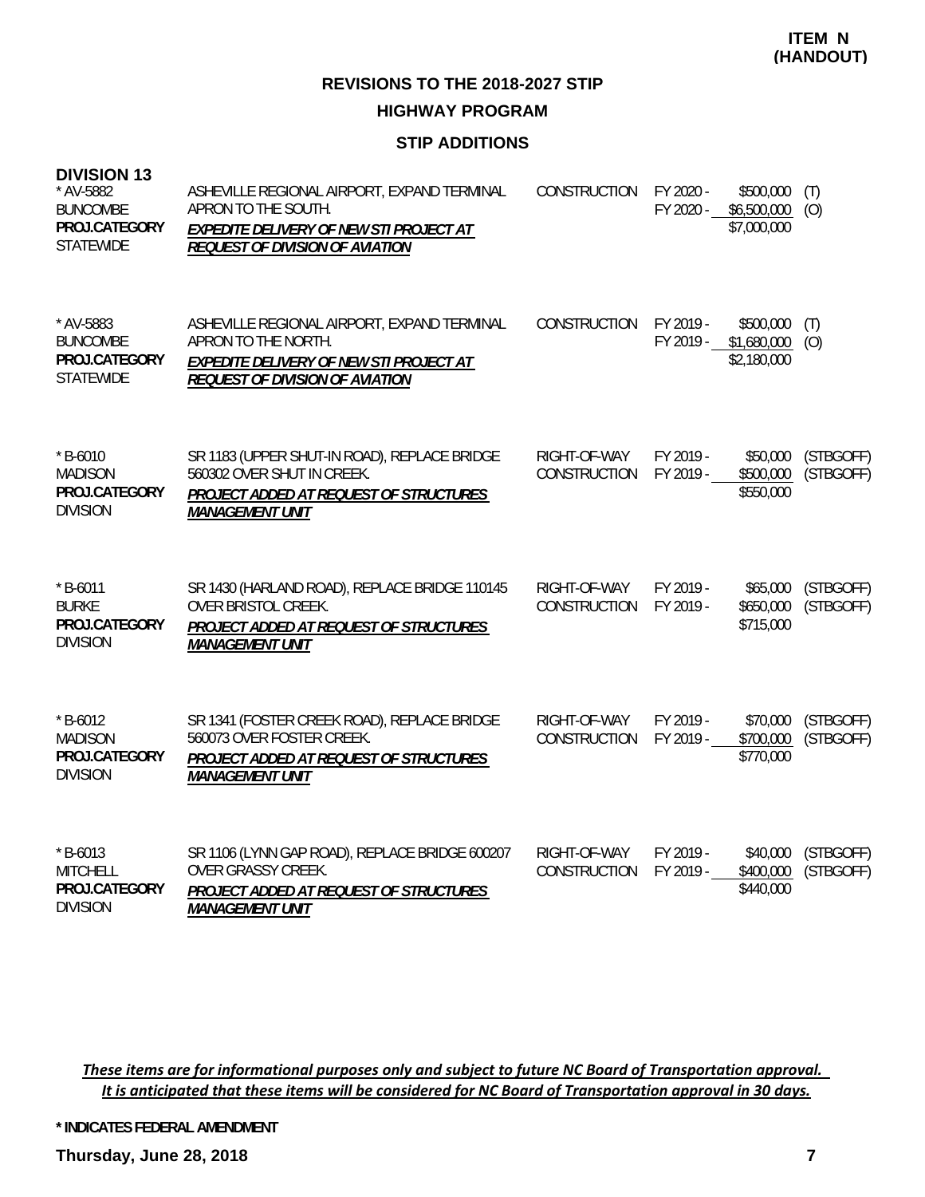**ITEM N (HANDOUT)**

## REVISIONS TO THE 2018-2027 STIP

### HIGHWAY PROGRAM

### STIP ADDITIONS

**DIVISION 13**

| Project | Description | Work Type | FY | Amount | Fund |
|---|---|---|---|---|---|
| * AV-5882<br>BUNCOMBE<br>**PROJ.CATEGORY**<br>STATEWIDE | ASHEVILLE REGIONAL AIRPORT, EXPAND TERMINAL APRON TO THE SOUTH.<br>***EXPEDITE DELIVERY OF NEW STI PROJECT AT REQUEST OF DIVISION OF AVIATION*** | CONSTRUCTION | FY 2020 -<br>FY 2020 - | \$500,000<br>\$6,500,000<br>\$7,000,000 | (T)<br>(O) |
| * AV-5883<br>BUNCOMBE<br>**PROJ.CATEGORY**<br>STATEWIDE | ASHEVILLE REGIONAL AIRPORT, EXPAND TERMINAL APRON TO THE NORTH.<br>***EXPEDITE DELIVERY OF NEW STI PROJECT AT REQUEST OF DIVISION OF AVIATION*** | CONSTRUCTION | FY 2019 -<br>FY 2019 - | \$500,000<br>\$1,680,000<br>\$2,180,000 | (T)<br>(O) |
| * B-6010<br>MADISON<br>**PROJ.CATEGORY**<br>DIVISION | SR 1183 (UPPER SHUT-IN ROAD), REPLACE BRIDGE 560302 OVER SHUT IN CREEK.<br>***PROJECT ADDED AT REQUEST OF STRUCTURES MANAGEMENT UNIT*** | RIGHT-OF-WAY<br>CONSTRUCTION | FY 2019 -<br>FY 2019 - | \$50,000<br>\$500,000<br>\$550,000 | (STBGOFF)<br>(STBGOFF) |
| * B-6011<br>BURKE<br>**PROJ.CATEGORY**<br>DIVISION | SR 1430 (HARLAND ROAD), REPLACE BRIDGE 110145 OVER BRISTOL CREEK.<br>***PROJECT ADDED AT REQUEST OF STRUCTURES MANAGEMENT UNIT*** | RIGHT-OF-WAY<br>CONSTRUCTION | FY 2019 -<br>FY 2019 - | \$65,000<br>\$650,000<br>\$715,000 | (STBGOFF)<br>(STBGOFF) |
| * B-6012<br>MADISON<br>**PROJ.CATEGORY**<br>DIVISION | SR 1341 (FOSTER CREEK ROAD), REPLACE BRIDGE 560073 OVER FOSTER CREEK.<br>***PROJECT ADDED AT REQUEST OF STRUCTURES MANAGEMENT UNIT*** | RIGHT-OF-WAY<br>CONSTRUCTION | FY 2019 -<br>FY 2019 - | \$70,000<br>\$700,000<br>\$770,000 | (STBGOFF)<br>(STBGOFF) |
| * B-6013<br>MITCHELL<br>**PROJ.CATEGORY**<br>DIVISION | SR 1106 (LYNN GAP ROAD), REPLACE BRIDGE 600207 OVER GRASSY CREEK.<br>***PROJECT ADDED AT REQUEST OF STRUCTURES MANAGEMENT UNIT*** | RIGHT-OF-WAY<br>CONSTRUCTION | FY 2019 -<br>FY 2019 - | \$40,000<br>\$400,000<br>\$440,000 | (STBGOFF)<br>(STBGOFF) |

*These items are for informational purposes only and subject to future NC Board of Transportation approval. It is anticipated that these items will be considered for NC Board of Transportation approval in 30 days.*

**\* INDICATES FEDERAL AMENDMENT**

**Thursday, June 28, 2018**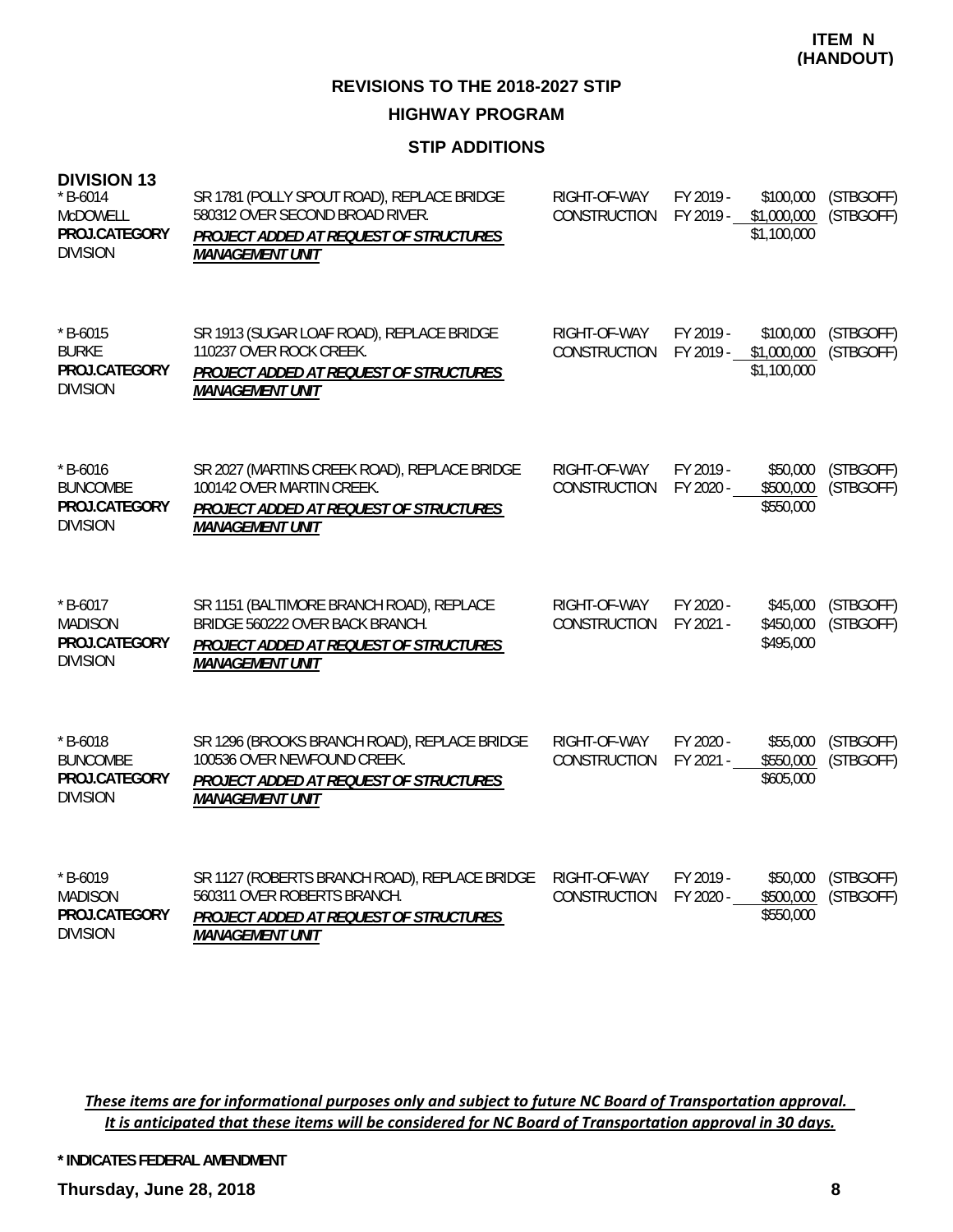**ITEM N (HANDOUT)**

# REVISIONS TO THE 2018-2027 STIP

## HIGHWAY PROGRAM

### STIP ADDITIONS

**DIVISION 13**

| | | | | | |
|---|---|---|---|---|---|
| * B-6014<br>McDOWELL<br>**PROJ.CATEGORY**<br>DIVISION | SR 1781 (POLLY SPOUT ROAD), REPLACE BRIDGE 580312 OVER SECOND BROAD RIVER.<br>***PROJECT ADDED AT REQUEST OF STRUCTURES MANAGEMENT UNIT*** | RIGHT-OF-WAY<br>CONSTRUCTION | FY 2019 -<br>FY 2019 - | \$100,000<br>\$1,000,000<br>\$1,100,000 | (STBGOFF)<br>(STBGOFF) |
| * B-6015<br>BURKE<br>**PROJ.CATEGORY**<br>DIVISION | SR 1913 (SUGAR LOAF ROAD), REPLACE BRIDGE 110237 OVER ROCK CREEK.<br>***PROJECT ADDED AT REQUEST OF STRUCTURES MANAGEMENT UNIT*** | RIGHT-OF-WAY<br>CONSTRUCTION | FY 2019 -<br>FY 2019 - | \$100,000<br>\$1,000,000<br>\$1,100,000 | (STBGOFF)<br>(STBGOFF) |
| * B-6016<br>BUNCOMBE<br>**PROJ.CATEGORY**<br>DIVISION | SR 2027 (MARTINS CREEK ROAD), REPLACE BRIDGE 100142 OVER MARTIN CREEK.<br>***PROJECT ADDED AT REQUEST OF STRUCTURES MANAGEMENT UNIT*** | RIGHT-OF-WAY<br>CONSTRUCTION | FY 2019 -<br>FY 2020 - | \$50,000<br>\$500,000<br>\$550,000 | (STBGOFF)<br>(STBGOFF) |
| * B-6017<br>MADISON<br>**PROJ.CATEGORY**<br>DIVISION | SR 1151 (BALTIMORE BRANCH ROAD), REPLACE BRIDGE 560222 OVER BACK BRANCH.<br>***PROJECT ADDED AT REQUEST OF STRUCTURES MANAGEMENT UNIT*** | RIGHT-OF-WAY<br>CONSTRUCTION | FY 2020 -<br>FY 2021 - | \$45,000<br>\$450,000<br>\$495,000 | (STBGOFF)<br>(STBGOFF) |
| * B-6018<br>BUNCOMBE<br>**PROJ.CATEGORY**<br>DIVISION | SR 1296 (BROOKS BRANCH ROAD), REPLACE BRIDGE 100536 OVER NEWFOUND CREEK.<br>***PROJECT ADDED AT REQUEST OF STRUCTURES MANAGEMENT UNIT*** | RIGHT-OF-WAY<br>CONSTRUCTION | FY 2020 -<br>FY 2021 - | \$55,000<br>\$550,000<br>\$605,000 | (STBGOFF)<br>(STBGOFF) |
| * B-6019<br>MADISON<br>**PROJ.CATEGORY**<br>DIVISION | SR 1127 (ROBERTS BRANCH ROAD), REPLACE BRIDGE 560311 OVER ROBERTS BRANCH.<br>***PROJECT ADDED AT REQUEST OF STRUCTURES MANAGEMENT UNIT*** | RIGHT-OF-WAY<br>CONSTRUCTION | FY 2019 -<br>FY 2020 - | \$50,000<br>\$500,000<br>\$550,000 | (STBGOFF)<br>(STBGOFF) |

*These items are for informational purposes only and subject to future NC Board of Transportation approval. It is anticipated that these items will be considered for NC Board of Transportation approval in 30 days.*

**\* INDICATES FEDERAL AMENDMENT**

**Thursday, June 28, 2018**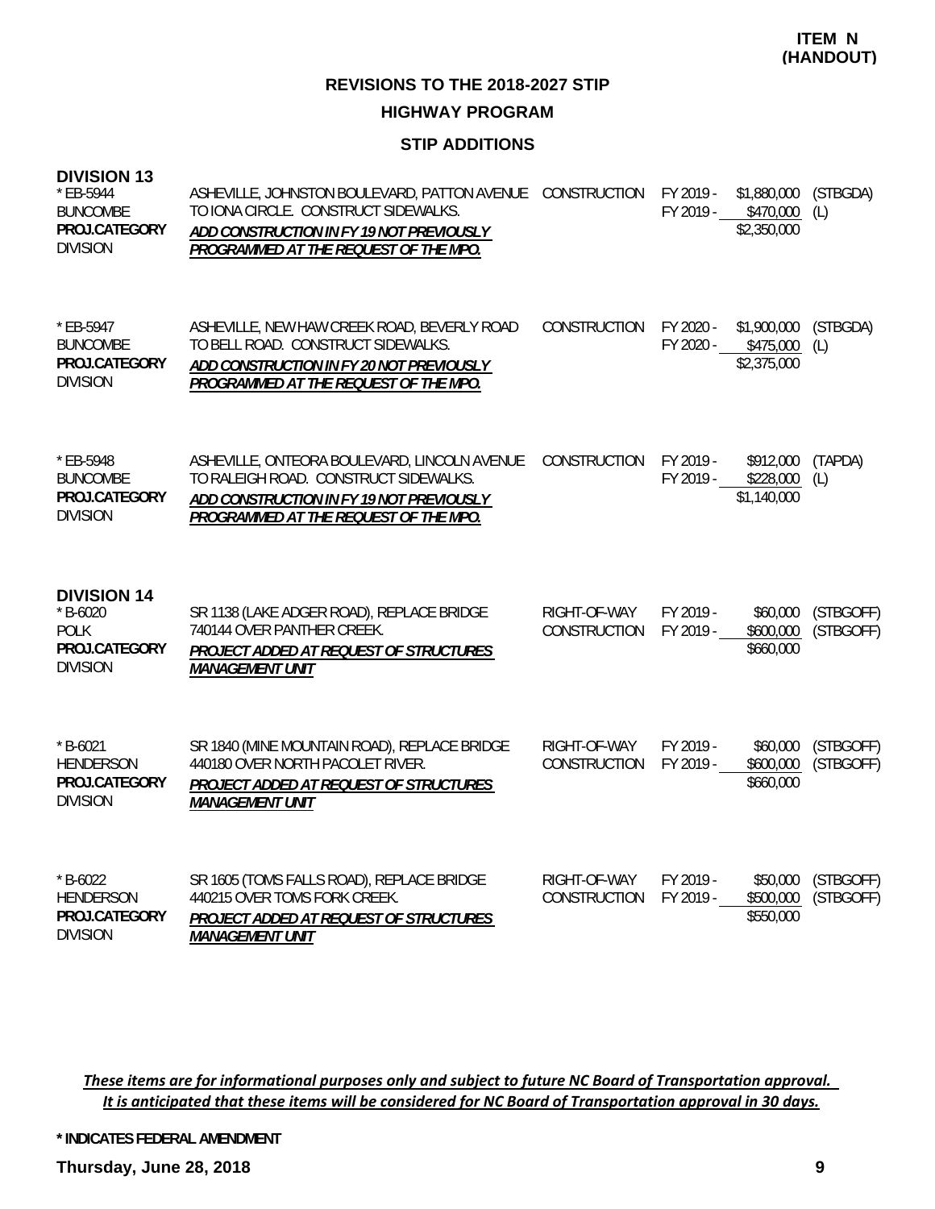**ITEM N (HANDOUT)**

## REVISIONS TO THE 2018-2027 STIP

### HIGHWAY PROGRAM

### STIP ADDITIONS

**DIVISION 13**

| Project | Description | Work Type | Fiscal Year | Amount | Funding |
|---|---|---|---|---|---|
| * EB-5944<br>BUNCOMBE<br>**PROJ.CATEGORY**<br>DIVISION | ASHEVILLE, JOHNSTON BOULEVARD, PATTON AVENUE TO IONA CIRCLE. CONSTRUCT SIDEWALKS.<br>***ADD CONSTRUCTION IN FY 19 NOT PREVIOUSLY PROGRAMMED AT THE REQUEST OF THE MPO.*** | CONSTRUCTION | FY 2019 -<br>FY 2019 - | \$1,880,000<br>\$470,000<br>\$2,350,000 | (STBGDA)<br>(L) |
| * EB-5947<br>BUNCOMBE<br>**PROJ.CATEGORY**<br>DIVISION | ASHEVILLE, NEW HAW CREEK ROAD, BEVERLY ROAD TO BELL ROAD. CONSTRUCT SIDEWALKS.<br>***ADD CONSTRUCTION IN FY 20 NOT PREVIOUSLY PROGRAMMED AT THE REQUEST OF THE MPO.*** | CONSTRUCTION | FY 2020 -<br>FY 2020 - | \$1,900,000<br>\$475,000<br>\$2,375,000 | (STBGDA)<br>(L) |
| * EB-5948<br>BUNCOMBE<br>**PROJ.CATEGORY**<br>DIVISION | ASHEVILLE, ONTEORA BOULEVARD, LINCOLN AVENUE TO RALEIGH ROAD. CONSTRUCT SIDEWALKS.<br>***ADD CONSTRUCTION IN FY 19 NOT PREVIOUSLY PROGRAMMED AT THE REQUEST OF THE MPO.*** | CONSTRUCTION | FY 2019 -<br>FY 2019 - | \$912,000<br>\$228,000<br>\$1,140,000 | (TAPDA)<br>(L) |

**DIVISION 14**

| Project | Description | Work Type | Fiscal Year | Amount | Funding |
|---|---|---|---|---|---|
| * B-6020<br>POLK<br>**PROJ.CATEGORY**<br>DIVISION | SR 1138 (LAKE ADGER ROAD), REPLACE BRIDGE 740144 OVER PANTHER CREEK.<br>***PROJECT ADDED AT REQUEST OF STRUCTURES MANAGEMENT UNIT*** | RIGHT-OF-WAY<br>CONSTRUCTION | FY 2019 -<br>FY 2019 - | \$60,000<br>\$600,000<br>\$660,000 | (STBGOFF)<br>(STBGOFF) |
| * B-6021<br>HENDERSON<br>**PROJ.CATEGORY**<br>DIVISION | SR 1840 (MINE MOUNTAIN ROAD), REPLACE BRIDGE 440180 OVER NORTH PACOLET RIVER.<br>***PROJECT ADDED AT REQUEST OF STRUCTURES MANAGEMENT UNIT*** | RIGHT-OF-WAY<br>CONSTRUCTION | FY 2019 -<br>FY 2019 - | \$60,000<br>\$600,000<br>\$660,000 | (STBGOFF)<br>(STBGOFF) |
| * B-6022<br>HENDERSON<br>**PROJ.CATEGORY**<br>DIVISION | SR 1605 (TOMS FALLS ROAD), REPLACE BRIDGE 440215 OVER TOMS FORK CREEK.<br>***PROJECT ADDED AT REQUEST OF STRUCTURES MANAGEMENT UNIT*** | RIGHT-OF-WAY<br>CONSTRUCTION | FY 2019 -<br>FY 2019 - | \$50,000<br>\$500,000<br>\$550,000 | (STBGOFF)<br>(STBGOFF) |

*These items are for informational purposes only and subject to future NC Board of Transportation approval. It is anticipated that these items will be considered for NC Board of Transportation approval in 30 days.*

**\* INDICATES FEDERAL AMENDMENT**

**Thursday, June 28, 2018**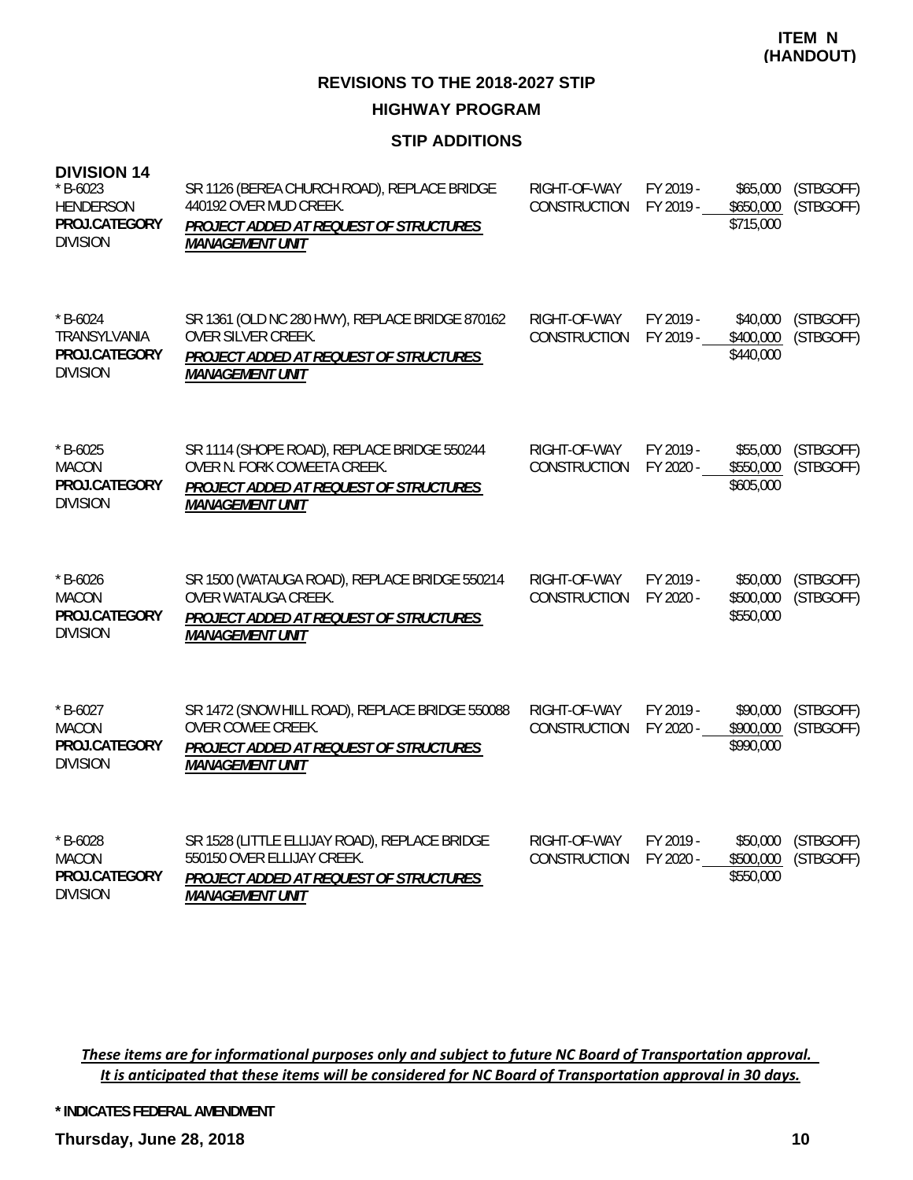**ITEM N (HANDOUT)**

## REVISIONS TO THE 2018-2027 STIP

## HIGHWAY PROGRAM

### STIP ADDITIONS

**DIVISION 14**

| Project | Description | Work Type | FY | Amount | Funding |
|---|---|---|---|---|---|
| * B-6023 HENDERSON **PROJ.CATEGORY** DIVISION | SR 1126 (BEREA CHURCH ROAD), REPLACE BRIDGE 440192 OVER MUD CREEK. ***PROJECT ADDED AT REQUEST OF STRUCTURES MANAGEMENT UNIT*** | RIGHT-OF-WAY | FY 2019 - | $65,000 | (STBGOFF) |
| | | CONSTRUCTION | FY 2019 - | $650,000 | (STBGOFF) |
| | | | | $715,000 | |
| * B-6024 TRANSYLVANIA **PROJ.CATEGORY** DIVISION | SR 1361 (OLD NC 280 HWY), REPLACE BRIDGE 870162 OVER SILVER CREEK. ***PROJECT ADDED AT REQUEST OF STRUCTURES MANAGEMENT UNIT*** | RIGHT-OF-WAY | FY 2019 - | $40,000 | (STBGOFF) |
| | | CONSTRUCTION | FY 2019 - | $400,000 | (STBGOFF) |
| | | | | $440,000 | |
| * B-6025 MACON **PROJ.CATEGORY** DIVISION | SR 1114 (SHOPE ROAD), REPLACE BRIDGE 550244 OVER N. FORK COWEETA CREEK. ***PROJECT ADDED AT REQUEST OF STRUCTURES MANAGEMENT UNIT*** | RIGHT-OF-WAY | FY 2019 - | $55,000 | (STBGOFF) |
| | | CONSTRUCTION | FY 2020 - | $550,000 | (STBGOFF) |
| | | | | $605,000 | |
| * B-6026 MACON **PROJ.CATEGORY** DIVISION | SR 1500 (WATAUGA ROAD), REPLACE BRIDGE 550214 OVER WATAUGA CREEK. ***PROJECT ADDED AT REQUEST OF STRUCTURES MANAGEMENT UNIT*** | RIGHT-OF-WAY | FY 2019 - | $50,000 | (STBGOFF) |
| | | CONSTRUCTION | FY 2020 - | $500,000 | (STBGOFF) |
| | | | | $550,000 | |
| * B-6027 MACON **PROJ.CATEGORY** DIVISION | SR 1472 (SNOW HILL ROAD), REPLACE BRIDGE 550088 OVER COWEE CREEK. ***PROJECT ADDED AT REQUEST OF STRUCTURES MANAGEMENT UNIT*** | RIGHT-OF-WAY | FY 2019 - | $90,000 | (STBGOFF) |
| | | CONSTRUCTION | FY 2020 - | $900,000 | (STBGOFF) |
| | | | | $990,000 | |
| * B-6028 MACON **PROJ.CATEGORY** DIVISION | SR 1528 (LITTLE ELLIJAY ROAD), REPLACE BRIDGE 550150 OVER ELLIJAY CREEK. ***PROJECT ADDED AT REQUEST OF STRUCTURES MANAGEMENT UNIT*** | RIGHT-OF-WAY | FY 2019 - | $50,000 | (STBGOFF) |
| | | CONSTRUCTION | FY 2020 - | $500,000 | (STBGOFF) |
| | | | | $550,000 | |

*These items are for informational purposes only and subject to future NC Board of Transportation approval. It is anticipated that these items will be considered for NC Board of Transportation approval in 30 days.*

**\* INDICATES FEDERAL AMENDMENT**

**Thursday, June 28, 2018**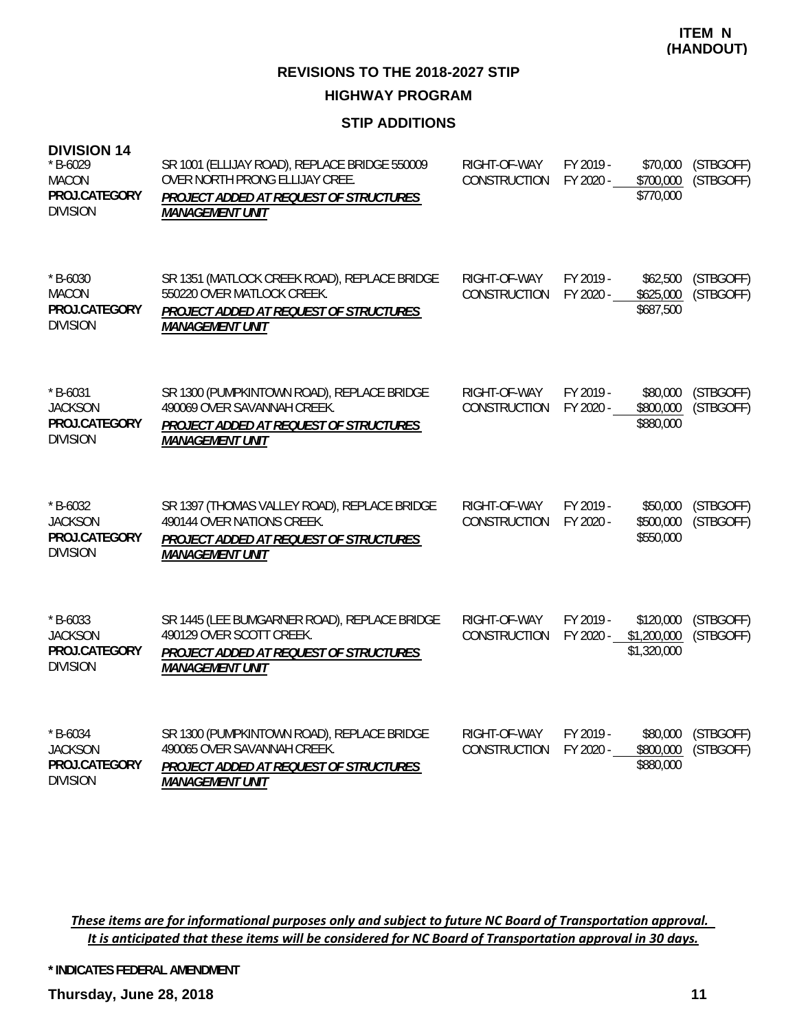**ITEM N (HANDOUT)**

# REVISIONS TO THE 2018-2027 STIP

## HIGHWAY PROGRAM

### STIP ADDITIONS

**DIVISION 14**

| Project | Description | Phase | Year | Cost | Funding |
|---|---|---|---|---|---|
| * B-6029<br>MACON<br>**PROJ.CATEGORY**<br>DIVISION | SR 1001 (ELLIJAY ROAD), REPLACE BRIDGE 550009 OVER NORTH PRONG ELLIJAY CREE.<br>***PROJECT ADDED AT REQUEST OF STRUCTURES MANAGEMENT UNIT*** | RIGHT-OF-WAY<br>CONSTRUCTION | FY 2019 -<br>FY 2020 - | \$70,000<br>\$700,000<br>\$770,000 | (STBGOFF)<br>(STBGOFF) |
| * B-6030<br>MACON<br>**PROJ.CATEGORY**<br>DIVISION | SR 1351 (MATLOCK CREEK ROAD), REPLACE BRIDGE 550220 OVER MATLOCK CREEK.<br>***PROJECT ADDED AT REQUEST OF STRUCTURES MANAGEMENT UNIT*** | RIGHT-OF-WAY<br>CONSTRUCTION | FY 2019 -<br>FY 2020 - | \$62,500<br>\$625,000<br>\$687,500 | (STBGOFF)<br>(STBGOFF) |
| * B-6031<br>JACKSON<br>**PROJ.CATEGORY**<br>DIVISION | SR 1300 (PUMPKINTOWN ROAD), REPLACE BRIDGE 490069 OVER SAVANNAH CREEK.<br>***PROJECT ADDED AT REQUEST OF STRUCTURES MANAGEMENT UNIT*** | RIGHT-OF-WAY<br>CONSTRUCTION | FY 2019 -<br>FY 2020 - | \$80,000<br>\$800,000<br>\$880,000 | (STBGOFF)<br>(STBGOFF) |
| * B-6032<br>JACKSON<br>**PROJ.CATEGORY**<br>DIVISION | SR 1397 (THOMAS VALLEY ROAD), REPLACE BRIDGE 490144 OVER NATIONS CREEK.<br>***PROJECT ADDED AT REQUEST OF STRUCTURES MANAGEMENT UNIT*** | RIGHT-OF-WAY<br>CONSTRUCTION | FY 2019 -<br>FY 2020 - | \$50,000<br>\$500,000<br>\$550,000 | (STBGOFF)<br>(STBGOFF) |
| * B-6033<br>JACKSON<br>**PROJ.CATEGORY**<br>DIVISION | SR 1445 (LEE BUMGARNER ROAD), REPLACE BRIDGE 490129 OVER SCOTT CREEK.<br>***PROJECT ADDED AT REQUEST OF STRUCTURES MANAGEMENT UNIT*** | RIGHT-OF-WAY<br>CONSTRUCTION | FY 2019 -<br>FY 2020 - | \$120,000<br>\$1,200,000<br>\$1,320,000 | (STBGOFF)<br>(STBGOFF) |
| * B-6034<br>JACKSON<br>**PROJ.CATEGORY**<br>DIVISION | SR 1300 (PUMPKINTOWN ROAD), REPLACE BRIDGE 490065 OVER SAVANNAH CREEK.<br>***PROJECT ADDED AT REQUEST OF STRUCTURES MANAGEMENT UNIT*** | RIGHT-OF-WAY<br>CONSTRUCTION | FY 2019 -<br>FY 2020 - | \$80,000<br>\$800,000<br>\$880,000 | (STBGOFF)<br>(STBGOFF) |

*These items are for informational purposes only and subject to future NC Board of Transportation approval. It is anticipated that these items will be considered for NC Board of Transportation approval in 30 days.*

**\* INDICATES FEDERAL AMENDMENT**

**Thursday, June 28, 2018**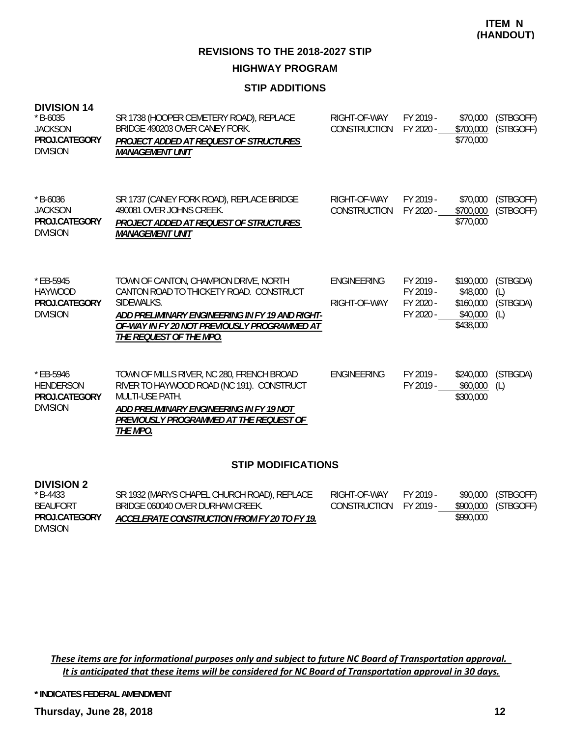**ITEM N (HANDOUT)**

## REVISIONS TO THE 2018-2027 STIP

### HIGHWAY PROGRAM

### STIP ADDITIONS

**DIVISION 14**

| | | | | | |
|---|---|---|---|---|---|
| * B-6035<br>JACKSON<br>**PROJ.CATEGORY**<br>DIVISION | SR 1738 (HOOPER CEMETERY ROAD), REPLACE BRIDGE 490203 OVER CANEY FORK.<br>***PROJECT ADDED AT REQUEST OF STRUCTURES MANAGEMENT UNIT*** | RIGHT-OF-WAY<br>CONSTRUCTION | FY 2019 -<br>FY 2020 - | \$70,000<br>\$700,000<br>\$770,000 | (STBGOFF)<br>(STBGOFF) |
| * B-6036<br>JACKSON<br>**PROJ.CATEGORY**<br>DIVISION | SR 1737 (CANEY FORK ROAD), REPLACE BRIDGE 490081 OVER JOHNS CREEK.<br>***PROJECT ADDED AT REQUEST OF STRUCTURES MANAGEMENT UNIT*** | RIGHT-OF-WAY<br>CONSTRUCTION | FY 2019 -<br>FY 2020 - | \$70,000<br>\$700,000<br>\$770,000 | (STBGOFF)<br>(STBGOFF) |
| * EB-5945<br>HAYWOOD<br>**PROJ.CATEGORY**<br>DIVISION | TOWN OF CANTON, CHAMPION DRIVE, NORTH CANTON ROAD TO THICKETY ROAD. CONSTRUCT SIDEWALKS.<br>***ADD PRELIMINARY ENGINEERING IN FY 19 AND RIGHT-OF-WAY IN FY 20 NOT PREVIOUSLY PROGRAMMED AT THE REQUEST OF THE MPO.*** | ENGINEERING<br><br>RIGHT-OF-WAY | FY 2019 -<br>FY 2019 -<br>FY 2020 -<br>FY 2020 - | \$190,000<br>\$48,000<br>\$160,000<br>\$40,000<br>\$438,000 | (STBGDA)<br>(L)<br>(STBGDA)<br>(L) |
| * EB-5946<br>HENDERSON<br>**PROJ.CATEGORY**<br>DIVISION | TOWN OF MILLS RIVER, NC 280, FRENCH BROAD RIVER TO HAYWOOD ROAD (NC 191). CONSTRUCT MULTI-USE PATH.<br>***ADD PRELIMINARY ENGINEERING IN FY 19 NOT PREVIOUSLY PROGRAMMED AT THE REQUEST OF THE MPO.*** | ENGINEERING | FY 2019 -<br>FY 2019 - | \$240,000<br>\$60,000<br>\$300,000 | (STBGDA)<br>(L) |

### STIP MODIFICATIONS

**DIVISION 2**

| | | | | | |
|---|---|---|---|---|---|
| * B-4433<br>BEAUFORT<br>**PROJ.CATEGORY**<br>DIVISION | SR 1932 (MARYS CHAPEL CHURCH ROAD), REPLACE BRIDGE 060040 OVER DURHAM CREEK.<br>***ACCELERATE CONSTRUCTION FROM FY 20 TO FY 19.*** | RIGHT-OF-WAY<br>CONSTRUCTION | FY 2019 -<br>FY 2019 - | \$90,000<br>\$900,000<br>\$990,000 | (STBGOFF)<br>(STBGOFF) |

*These items are for informational purposes only and subject to future NC Board of Transportation approval. It is anticipated that these items will be considered for NC Board of Transportation approval in 30 days.*

**\* INDICATES FEDERAL AMENDMENT**

**Thursday, June 28, 2018**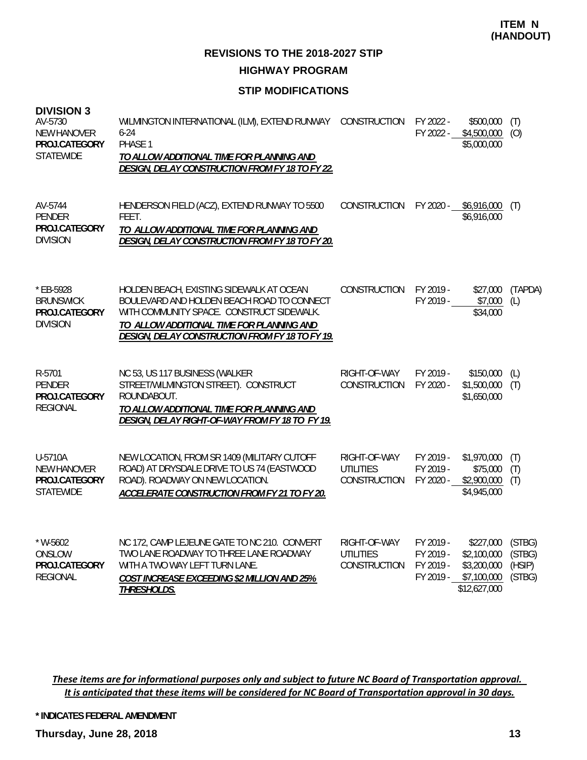**ITEM N (HANDOUT)**

## REVISIONS TO THE 2018-2027 STIP

### HIGHWAY PROGRAM

### STIP MODIFICATIONS

**DIVISION 3**

| Project | Description | Phase | Year | Amount | Fund |
|---|---|---|---|---|---|
| AV-5730<br>NEW HANOVER<br>**PROJ.CATEGORY**<br>STATEWIDE | WILMINGTON INTERNATIONAL (ILM), EXTEND RUNWAY 6-24<br>PHASE 1<br>***TO ALLOW ADDITIONAL TIME FOR PLANNING AND DESIGN, DELAY CONSTRUCTION FROM FY 18 TO FY 22.*** | CONSTRUCTION | FY 2022 -<br>FY 2022 - | \$500,000<br>\$4,500,000<br>\$5,000,000 | (T)<br>(O) |
| AV-5744<br>PENDER<br>**PROJ.CATEGORY**<br>DIVISION | HENDERSON FIELD (ACZ), EXTEND RUNWAY TO 5500 FEET.<br>***TO ALLOW ADDITIONAL TIME FOR PLANNING AND DESIGN, DELAY CONSTRUCTION FROM FY 18 TO FY 20.*** | CONSTRUCTION | FY 2020 - | \$6,916,000<br>\$6,916,000 | (T) |
| * EB-5928<br>BRUNSWICK<br>**PROJ.CATEGORY**<br>DIVISION | HOLDEN BEACH, EXISTING SIDEWALK AT OCEAN BOULEVARD AND HOLDEN BEACH ROAD TO CONNECT WITH COMMUNITY SPACE. CONSTRUCT SIDEWALK.<br>***TO ALLOW ADDITIONAL TIME FOR PLANNING AND DESIGN, DELAY CONSTRUCTION FROM FY 18 TO FY 19.*** | CONSTRUCTION | FY 2019 -<br>FY 2019 - | \$27,000<br>\$7,000<br>\$34,000 | (TAPDA)<br>(L) |
| R-5701<br>PENDER<br>**PROJ.CATEGORY**<br>REGIONAL | NC 53, US 117 BUSINESS (WALKER STREET/WILMINGTON STREET). CONSTRUCT ROUNDABOUT.<br>***TO ALLOW ADDITIONAL TIME FOR PLANNING AND DESIGN, DELAY RIGHT-OF-WAY FROM FY 18 TO FY 19.*** | RIGHT-OF-WAY<br>CONSTRUCTION | FY 2019 -<br>FY 2020 - | \$150,000<br>\$1,500,000<br>\$1,650,000 | (L)<br>(T) |
| U-5710A<br>NEW HANOVER<br>**PROJ.CATEGORY**<br>STATEWIDE | NEW LOCATION, FROM SR 1409 (MILITARY CUTOFF ROAD) AT DRYSDALE DRIVE TO US 74 (EASTWOOD ROAD). ROADWAY ON NEW LOCATION.<br>***ACCELERATE CONSTRUCTION FROM FY 21 TO FY 20.*** | RIGHT-OF-WAY<br>UTILITIES<br>CONSTRUCTION | FY 2019 -<br>FY 2019 -<br>FY 2020 - | \$1,970,000<br>\$75,000<br>\$2,900,000<br>\$4,945,000 | (T)<br>(T)<br>(T) |
| * W-5602<br>ONSLOW<br>**PROJ.CATEGORY**<br>REGIONAL | NC 172, CAMP LEJEUNE GATE TO NC 210. CONVERT TWO LANE ROADWAY TO THREE LANE ROADWAY WITH A TWO WAY LEFT TURN LANE.<br>***COST INCREASE EXCEEDING \$2 MILLION AND 25% THRESHOLDS.*** | RIGHT-OF-WAY<br>UTILITIES<br>CONSTRUCTION | FY 2019 -<br>FY 2019 -<br>FY 2019 -<br>FY 2019 - | \$227,000<br>\$2,100,000<br>\$3,200,000<br>\$7,100,000<br>\$12,627,000 | (STBG)<br>(STBG)<br>(HSIP)<br>(STBG) |

*These items are for informational purposes only and subject to future NC Board of Transportation approval. It is anticipated that these items will be considered for NC Board of Transportation approval in 30 days.*

**\* INDICATES FEDERAL AMENDMENT**

**Thursday, June 28, 2018**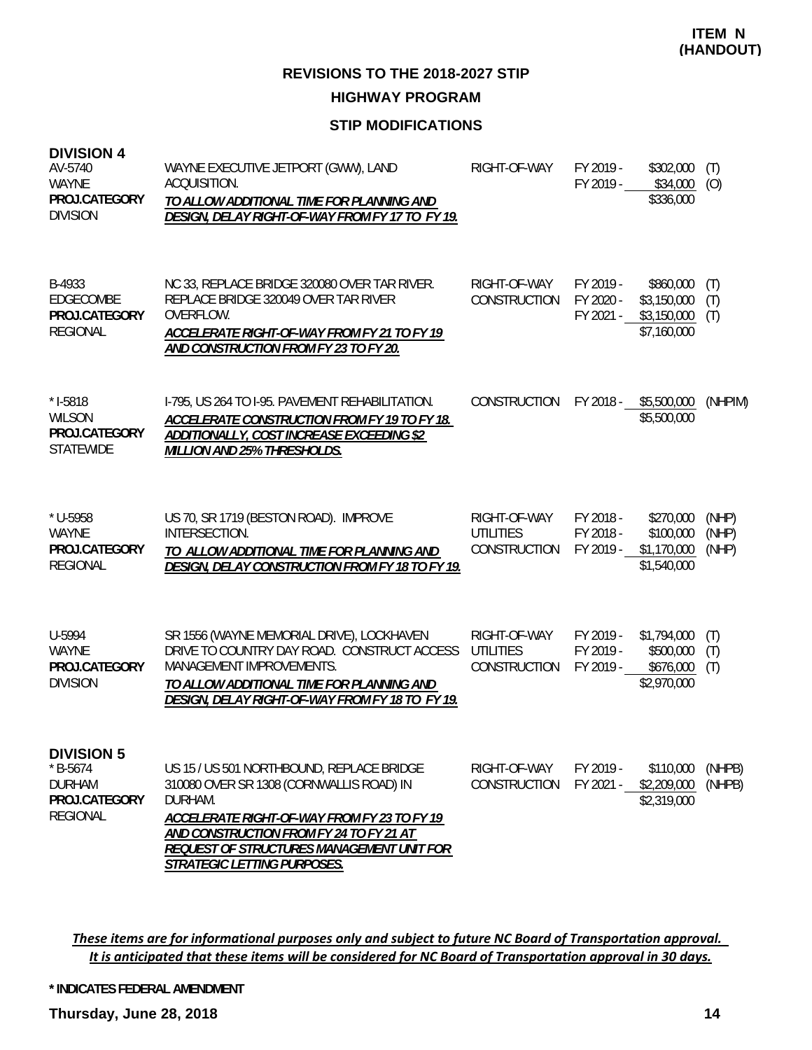**ITEM N**
**(HANDOUT)**

## REVISIONS TO THE 2018-2027 STIP

### HIGHWAY PROGRAM

### STIP MODIFICATIONS

**DIVISION 4**

| Project | Description | Phase | Fiscal Year | Amount | Fund |
|---|---|---|---|---|---|
| AV-5740<br>WAYNE<br>**PROJ.CATEGORY**<br>DIVISION | WAYNE EXECUTIVE JETPORT (GWW), LAND ACQUISITION.<br>***TO ALLOW ADDITIONAL TIME FOR PLANNING AND DESIGN, DELAY RIGHT-OF-WAY FROM FY 17 TO FY 19.*** | RIGHT-OF-WAY | FY 2019 -<br>FY 2019 - | $302,000<br>$34,000<br>$336,000 | (T)<br>(O) |
| B-4933<br>EDGECOMBE<br>**PROJ.CATEGORY**<br>REGIONAL | NC 33, REPLACE BRIDGE 320080 OVER TAR RIVER. REPLACE BRIDGE 320049 OVER TAR RIVER OVERFLOW.<br>***ACCELERATE RIGHT-OF-WAY FROM FY 21 TO FY 19 AND CONSTRUCTION FROM FY 23 TO FY 20.*** | RIGHT-OF-WAY<br>CONSTRUCTION | FY 2019 -<br>FY 2020 -<br>FY 2021 - | $860,000<br>$3,150,000<br>$3,150,000<br>$7,160,000 | (T)<br>(T)<br>(T) |
| * I-5818<br>WILSON<br>**PROJ.CATEGORY**<br>STATEWIDE | I-795, US 264 TO I-95. PAVEMENT REHABILITATION.<br>***ACCELERATE CONSTRUCTION FROM FY 19 TO FY 18. ADDITIONALLY, COST INCREASE EXCEEDING $2 MILLION AND 25% THRESHOLDS.*** | CONSTRUCTION | FY 2018 - | $5,500,000<br>$5,500,000 | (NHPIM) |
| * U-5958<br>WAYNE<br>**PROJ.CATEGORY**<br>REGIONAL | US 70, SR 1719 (BESTON ROAD). IMPROVE INTERSECTION.<br>***TO ALLOW ADDITIONAL TIME FOR PLANNING AND DESIGN, DELAY CONSTRUCTION FROM FY 18 TO FY 19.*** | RIGHT-OF-WAY<br>UTILITIES<br>CONSTRUCTION | FY 2018 -<br>FY 2018 -<br>FY 2019 - | $270,000<br>$100,000<br>$1,170,000<br>$1,540,000 | (NHP)<br>(NHP)<br>(NHP) |
| U-5994<br>WAYNE<br>**PROJ.CATEGORY**<br>DIVISION | SR 1556 (WAYNE MEMORIAL DRIVE), LOCKHAVEN DRIVE TO COUNTRY DAY ROAD. CONSTRUCT ACCESS MANAGEMENT IMPROVEMENTS.<br>***TO ALLOW ADDITIONAL TIME FOR PLANNING AND DESIGN, DELAY RIGHT-OF-WAY FROM FY 18 TO FY 19.*** | RIGHT-OF-WAY<br>UTILITIES<br>CONSTRUCTION | FY 2019 -<br>FY 2019 -<br>FY 2019 - | $1,794,000<br>$500,000<br>$676,000<br>$2,970,000 | (T)<br>(T)<br>(T) |

**DIVISION 5**

| Project | Description | Phase | Fiscal Year | Amount | Fund |
|---|---|---|---|---|---|
| * B-5674<br>DURHAM<br>**PROJ.CATEGORY**<br>REGIONAL | US 15 / US 501 NORTHBOUND, REPLACE BRIDGE 310080 OVER SR 1308 (CORNWALLIS ROAD) IN DURHAM.<br>***ACCELERATE RIGHT-OF-WAY FROM FY 23 TO FY 19 AND CONSTRUCTION FROM FY 24 TO FY 21 AT REQUEST OF STRUCTURES MANAGEMENT UNIT FOR STRATEGIC LETTING PURPOSES.*** | RIGHT-OF-WAY<br>CONSTRUCTION | FY 2019 -<br>FY 2021 - | $110,000<br>$2,209,000<br>$2,319,000 | (NHPB)<br>(NHPB) |

***These items are for informational purposes only and subject to future NC Board of Transportation approval. It is anticipated that these items will be considered for NC Board of Transportation approval in 30 days.***

**\* INDICATES FEDERAL AMENDMENT**

**Thursday, June 28, 2018**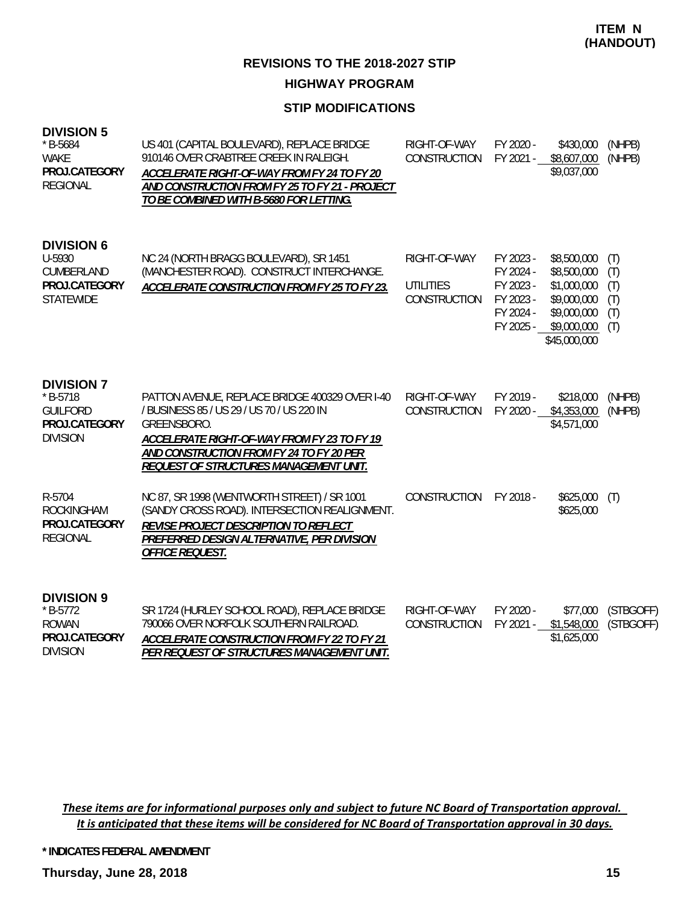**ITEM N (HANDOUT)**

## REVISIONS TO THE 2018-2027 STIP

### HIGHWAY PROGRAM

### STIP MODIFICATIONS

**DIVISION 5**

| Project | Description | Work Type | Fiscal Year | Amount | Funding |
|---|---|---|---|---|---|
| * B-5684<br>WAKE<br>**PROJ.CATEGORY**<br>REGIONAL | US 401 (CAPITAL BOULEVARD), REPLACE BRIDGE 910146 OVER CRABTREE CREEK IN RALEIGH.<br>***ACCELERATE RIGHT-OF-WAY FROM FY 24 TO FY 20 AND CONSTRUCTION FROM FY 25 TO FY 21 - PROJECT TO BE COMBINED WITH B-5680 FOR LETTING.*** | RIGHT-OF-WAY | FY 2020 - | $430,000 | (NHPB) |
| | | CONSTRUCTION | FY 2021 - | $8,607,000 | (NHPB) |
| | | | | $9,037,000 | |

**DIVISION 6**

| Project | Description | Work Type | Fiscal Year | Amount | Funding |
|---|---|---|---|---|---|
| U-5930<br>CUMBERLAND<br>**PROJ.CATEGORY**<br>STATEWIDE | NC 24 (NORTH BRAGG BOULEVARD), SR 1451 (MANCHESTER ROAD). CONSTRUCT INTERCHANGE.<br>***ACCELERATE CONSTRUCTION FROM FY 25 TO FY 23.*** | RIGHT-OF-WAY | FY 2023 - | $8,500,000 | (T) |
| | | | FY 2024 - | $8,500,000 | (T) |
| | | UTILITIES | FY 2023 - | $1,000,000 | (T) |
| | | CONSTRUCTION | FY 2023 - | $9,000,000 | (T) |
| | | | FY 2024 - | $9,000,000 | (T) |
| | | | FY 2025 - | $9,000,000 | (T) |
| | | | | $45,000,000 | |

**DIVISION 7**

| Project | Description | Work Type | Fiscal Year | Amount | Funding |
|---|---|---|---|---|---|
| * B-5718<br>GUILFORD<br>**PROJ.CATEGORY**<br>DIVISION | PATTON AVENUE, REPLACE BRIDGE 400329 OVER I-40 / BUSINESS 85 / US 29 / US 70 / US 220 IN GREENSBORO.<br>***ACCELERATE RIGHT-OF-WAY FROM FY 23 TO FY 19 AND CONSTRUCTION FROM FY 24 TO FY 20 PER REQUEST OF STRUCTURES MANAGEMENT UNIT.*** | RIGHT-OF-WAY | FY 2019 - | $218,000 | (NHPB) |
| | | CONSTRUCTION | FY 2020 - | $4,353,000 | (NHPB) |
| | | | | $4,571,000 | |
| R-5704<br>ROCKINGHAM<br>**PROJ.CATEGORY**<br>REGIONAL | NC 87, SR 1998 (WENTWORTH STREET) / SR 1001 (SANDY CROSS ROAD). INTERSECTION REALIGNMENT.<br>***REVISE PROJECT DESCRIPTION TO REFLECT PREFERRED DESIGN ALTERNATIVE, PER DIVISION OFFICE REQUEST.*** | CONSTRUCTION | FY 2018 - | $625,000 | (T) |
| | | | | $625,000 | |

**DIVISION 9**

| Project | Description | Work Type | Fiscal Year | Amount | Funding |
|---|---|---|---|---|---|
| * B-5772<br>ROWAN<br>**PROJ.CATEGORY**<br>DIVISION | SR 1724 (HURLEY SCHOOL ROAD), REPLACE BRIDGE 790066 OVER NORFOLK SOUTHERN RAILROAD.<br>***ACCELERATE CONSTRUCTION FROM FY 22 TO FY 21 PER REQUEST OF STRUCTURES MANAGEMENT UNIT.*** | RIGHT-OF-WAY | FY 2020 - | $77,000 | (STBGOFF) |
| | | CONSTRUCTION | FY 2021 - | $1,548,000 | (STBGOFF) |
| | | | | $1,625,000 | |

*These items are for informational purposes only and subject to future NC Board of Transportation approval. It is anticipated that these items will be considered for NC Board of Transportation approval in 30 days.*

**\* INDICATES FEDERAL AMENDMENT**

**Thursday, June 28, 2018**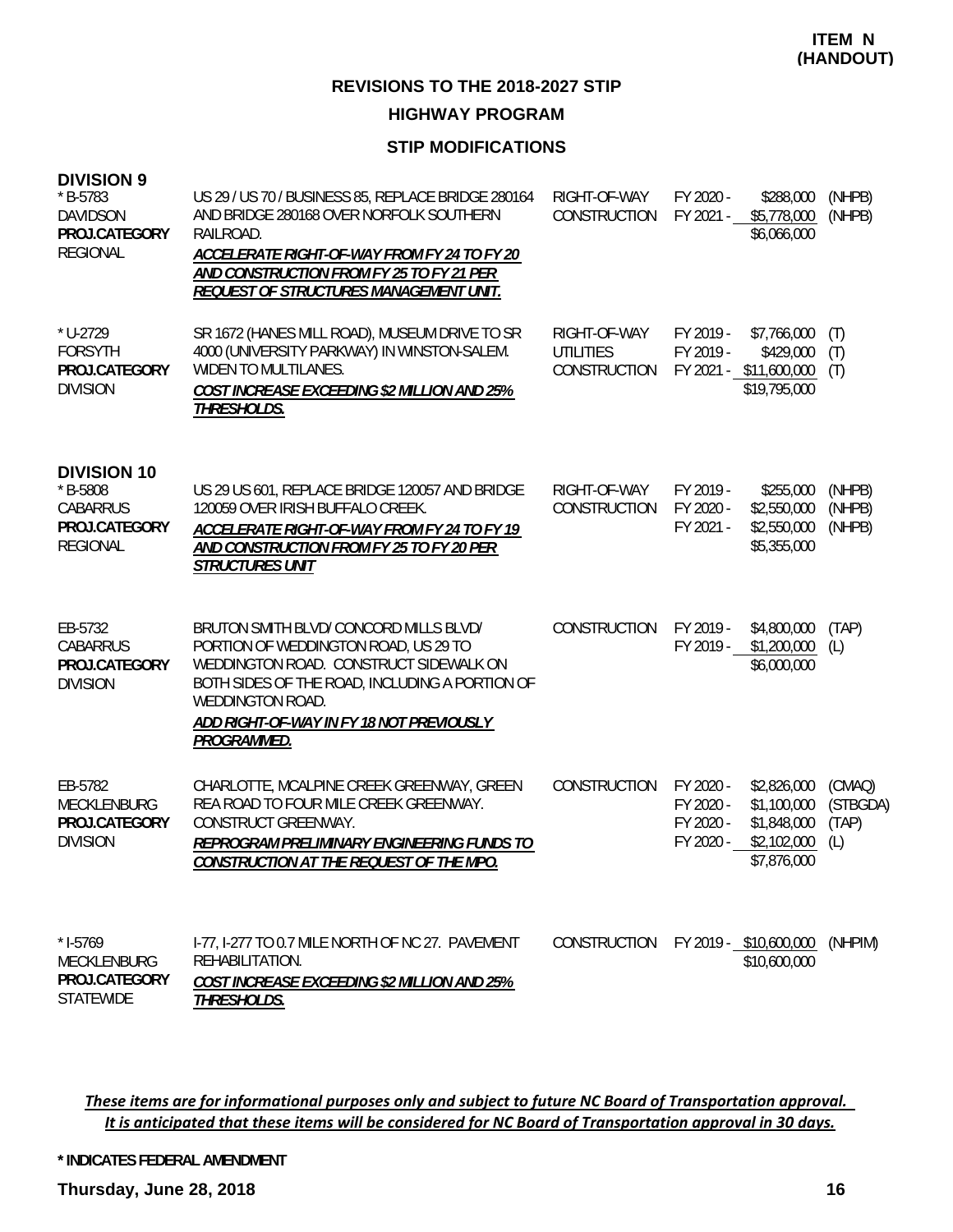**ITEM N (HANDOUT)**

## REVISIONS TO THE 2018-2027 STIP

### HIGHWAY PROGRAM

### STIP MODIFICATIONS

**DIVISION 9**

| Project | Description | Phase | Fiscal Year | Amount | Funding |
|---|---|---|---|---|---|
| * B-5783<br>DAVIDSON<br>**PROJ.CATEGORY**<br>REGIONAL | US 29 / US 70 / BUSINESS 85, REPLACE BRIDGE 280164 AND BRIDGE 280168 OVER NORFOLK SOUTHERN RAILROAD.<br>***ACCELERATE RIGHT-OF-WAY FROM FY 24 TO FY 20 AND CONSTRUCTION FROM FY 25 TO FY 21 PER REQUEST OF STRUCTURES MANAGEMENT UNIT.*** | RIGHT-OF-WAY<br>CONSTRUCTION | FY 2020 -<br>FY 2021 - | \$288,000<br>\$5,778,000<br>\$6,066,000 | (NHPB)<br>(NHPB) |
| * U-2729<br>FORSYTH<br>**PROJ.CATEGORY**<br>DIVISION | SR 1672 (HANES MILL ROAD), MUSEUM DRIVE TO SR 4000 (UNIVERSITY PARKWAY) IN WINSTON-SALEM. WIDEN TO MULTILANES.<br>***COST INCREASE EXCEEDING \$2 MILLION AND 25% THRESHOLDS.*** | RIGHT-OF-WAY<br>UTILITIES<br>CONSTRUCTION | FY 2019 -<br>FY 2019 -<br>FY 2021 - | \$7,766,000<br>\$429,000<br>\$11,600,000<br>\$19,795,000 | (T)<br>(T)<br>(T) |

**DIVISION 10**

| Project | Description | Phase | Fiscal Year | Amount | Funding |
|---|---|---|---|---|---|
| * B-5808<br>CABARRUS<br>**PROJ.CATEGORY**<br>REGIONAL | US 29 US 601, REPLACE BRIDGE 120057 AND BRIDGE 120059 OVER IRISH BUFFALO CREEK.<br>***ACCELERATE RIGHT-OF-WAY FROM FY 24 TO FY 19 AND CONSTRUCTION FROM FY 25 TO FY 20 PER STRUCTURES UNIT*** | RIGHT-OF-WAY<br>CONSTRUCTION | FY 2019 -<br>FY 2020 -<br>FY 2021 - | \$255,000<br>\$2,550,000<br>\$2,550,000<br>\$5,355,000 | (NHPB)<br>(NHPB)<br>(NHPB) |
| EB-5732<br>CABARRUS<br>**PROJ.CATEGORY**<br>DIVISION | BRUTON SMITH BLVD/ CONCORD MILLS BLVD/ PORTION OF WEDDINGTON ROAD, US 29 TO WEDDINGTON ROAD. CONSTRUCT SIDEWALK ON BOTH SIDES OF THE ROAD, INCLUDING A PORTION OF WEDDINGTON ROAD.<br>***ADD RIGHT-OF-WAY IN FY 18 NOT PREVIOUSLY PROGRAMMED.*** | CONSTRUCTION | FY 2019 -<br>FY 2019 - | \$4,800,000<br>\$1,200,000<br>\$6,000,000 | (TAP)<br>(L) |
| EB-5782<br>MECKLENBURG<br>**PROJ.CATEGORY**<br>DIVISION | CHARLOTTE, MCALPINE CREEK GREENWAY, GREEN REA ROAD TO FOUR MILE CREEK GREENWAY. CONSTRUCT GREENWAY.<br>***REPROGRAM PRELIMINARY ENGINEERING FUNDS TO CONSTRUCTION AT THE REQUEST OF THE MPO.*** | CONSTRUCTION | FY 2020 -<br>FY 2020 -<br>FY 2020 -<br>FY 2020 - | \$2,826,000<br>\$1,100,000<br>\$1,848,000<br>\$2,102,000<br>\$7,876,000 | (CMAQ)<br>(STBGDA)<br>(TAP)<br>(L) |
| * I-5769<br>MECKLENBURG<br>**PROJ.CATEGORY**<br>STATEWIDE | I-77, I-277 TO 0.7 MILE NORTH OF NC 27. PAVEMENT REHABILITATION.<br>***COST INCREASE EXCEEDING \$2 MILLION AND 25% THRESHOLDS.*** | CONSTRUCTION | FY 2019 - | \$10,600,000<br>\$10,600,000 | (NHPIM) |

***These items are for informational purposes only and subject to future NC Board of Transportation approval. It is anticipated that these items will be considered for NC Board of Transportation approval in 30 days.***

**\* INDICATES FEDERAL AMENDMENT**

**Thursday, June 28, 2018**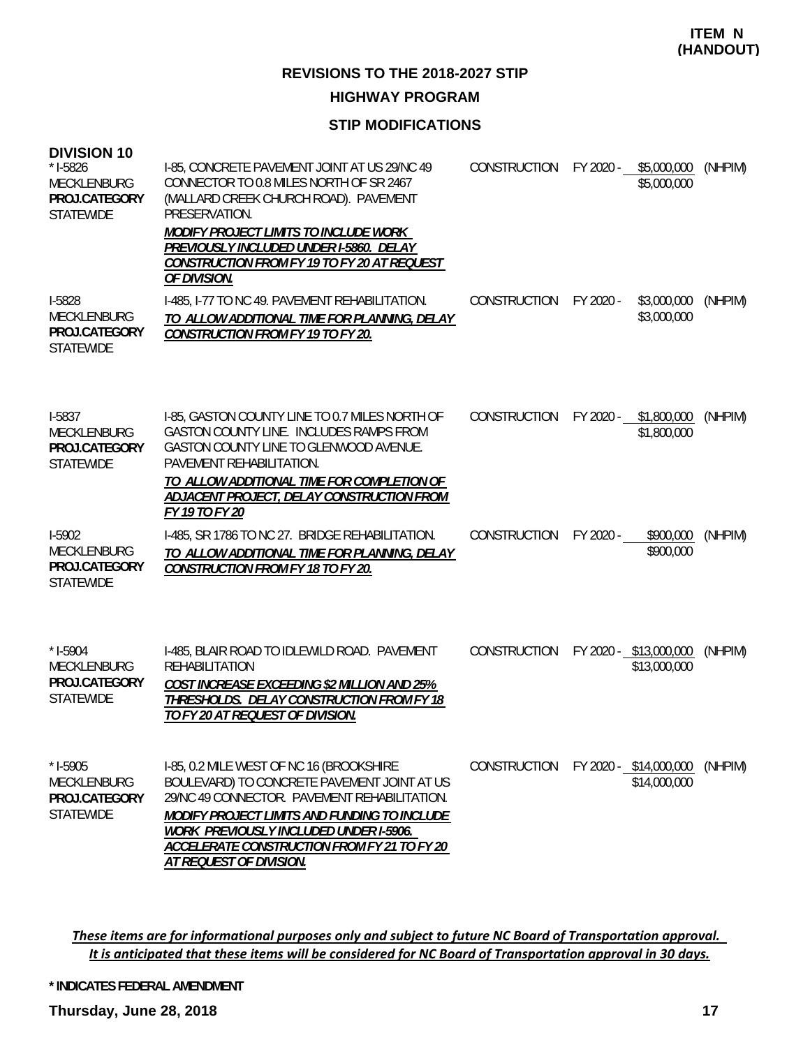**ITEM N (HANDOUT)**

## REVISIONS TO THE 2018-2027 STIP

### HIGHWAY PROGRAM

### STIP MODIFICATIONS

**DIVISION 10**

| Project | Description | Phase | Year | Cost | Fund |
|---|---|---|---|---|---|
| * I-5826<br>MECKLENBURG<br>**PROJ.CATEGORY**<br>STATEWIDE | I-85, CONCRETE PAVEMENT JOINT AT US 29/NC 49 CONNECTOR TO 0.8 MILES NORTH OF SR 2467 (MALLARD CREEK CHURCH ROAD). PAVEMENT PRESERVATION.<br>***MODIFY PROJECT LIMITS TO INCLUDE WORK PREVIOUSLY INCLUDED UNDER I-5860. DELAY CONSTRUCTION FROM FY 19 TO FY 20 AT REQUEST OF DIVISION.*** | CONSTRUCTION | FY 2020 - | \$5,000,000<br>\$5,000,000 | (NHPIM) |
| I-5828<br>MECKLENBURG<br>**PROJ.CATEGORY**<br>STATEWIDE | I-485, I-77 TO NC 49. PAVEMENT REHABILITATION.<br>***TO ALLOW ADDITIONAL TIME FOR PLANNING, DELAY CONSTRUCTION FROM FY 19 TO FY 20.*** | CONSTRUCTION | FY 2020 - | \$3,000,000<br>\$3,000,000 | (NHPIM) |
| I-5837<br>MECKLENBURG<br>**PROJ.CATEGORY**<br>STATEWIDE | I-85, GASTON COUNTY LINE TO 0.7 MILES NORTH OF GASTON COUNTY LINE. INCLUDES RAMPS FROM GASTON COUNTY LINE TO GLENWOOD AVENUE. PAVEMENT REHABILITATION.<br>***TO ALLOW ADDITIONAL TIME FOR COMPLETION OF ADJACENT PROJECT, DELAY CONSTRUCTION FROM FY 19 TO FY 20*** | CONSTRUCTION | FY 2020 - | \$1,800,000<br>\$1,800,000 | (NHPIM) |
| I-5902<br>MECKLENBURG<br>**PROJ.CATEGORY**<br>STATEWIDE | I-485, SR 1786 TO NC 27. BRIDGE REHABILITATION.<br>***TO ALLOW ADDITIONAL TIME FOR PLANNING, DELAY CONSTRUCTION FROM FY 18 TO FY 20.*** | CONSTRUCTION | FY 2020 - | \$900,000<br>\$900,000 | (NHPIM) |
| * I-5904<br>MECKLENBURG<br>**PROJ.CATEGORY**<br>STATEWIDE | I-485, BLAIR ROAD TO IDLEWILD ROAD. PAVEMENT REHABILITATION<br>***COST INCREASE EXCEEDING \$2 MILLION AND 25% THRESHOLDS. DELAY CONSTRUCTION FROM FY 18 TO FY 20 AT REQUEST OF DIVISION.*** | CONSTRUCTION | FY 2020 - | \$13,000,000<br>\$13,000,000 | (NHPIM) |
| * I-5905<br>MECKLENBURG<br>**PROJ.CATEGORY**<br>STATEWIDE | I-85, 0.2 MILE WEST OF NC 16 (BROOKSHIRE BOULEVARD) TO CONCRETE PAVEMENT JOINT AT US 29/NC 49 CONNECTOR. PAVEMENT REHABILITATION.<br>***MODIFY PROJECT LIMITS AND FUNDING TO INCLUDE WORK PREVIOUSLY INCLUDED UNDER I-5906. ACCELERATE CONSTRUCTION FROM FY 21 TO FY 20 AT REQUEST OF DIVISION.*** | CONSTRUCTION | FY 2020 - | \$14,000,000<br>\$14,000,000 | (NHPIM) |

*These items are for informational purposes only and subject to future NC Board of Transportation approval. It is anticipated that these items will be considered for NC Board of Transportation approval in 30 days.*

**\* INDICATES FEDERAL AMENDMENT**

**Thursday, June 28, 2018**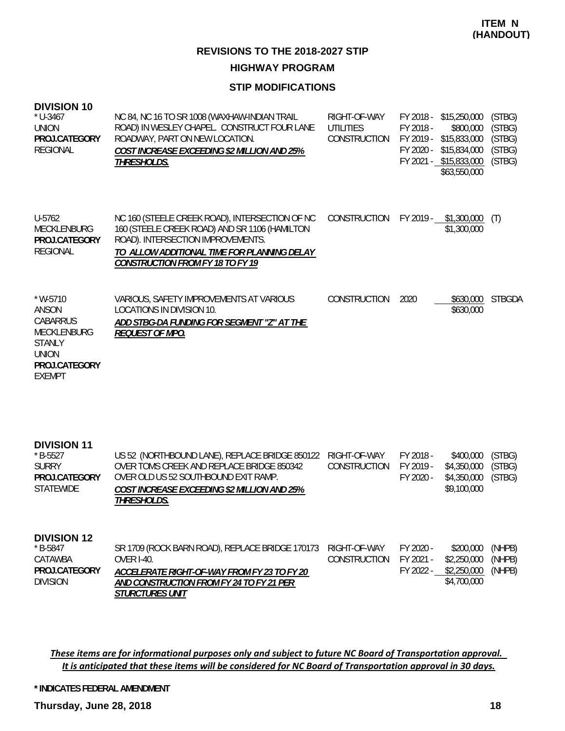**ITEM N (HANDOUT)**

## REVISIONS TO THE 2018-2027 STIP

### HIGHWAY PROGRAM

### STIP MODIFICATIONS

#### DIVISION 10

| Project | Description | Phase | Year | Amount | Funding |
|---|---|---|---|---|---|
| * U-3467<br>UNION<br>**PROJ.CATEGORY**<br>REGIONAL | NC 84, NC 16 TO SR 1008 (WAXHAW-INDIAN TRAIL ROAD) IN WESLEY CHAPEL. CONSTRUCT FOUR LANE ROADWAY, PART ON NEW LOCATION.<br>***COST INCREASE EXCEEDING $2 MILLION AND 25% THRESHOLDS.*** | RIGHT-OF-WAY | FY 2018 - | $15,250,000 | (STBG) |
| | | UTILITIES | FY 2018 - | $800,000 | (STBG) |
| | | CONSTRUCTION | FY 2019 - | $15,833,000 | (STBG) |
| | | | FY 2020 - | $15,834,000 | (STBG) |
| | | | FY 2021 - | $15,833,000 | (STBG) |
| | | | | $63,550,000 | |
| U-5762<br>MECKLENBURG<br>**PROJ.CATEGORY**<br>REGIONAL | NC 160 (STEELE CREEK ROAD), INTERSECTION OF NC 160 (STEELE CREEK ROAD) AND SR 1106 (HAMILTON ROAD). INTERSECTION IMPROVEMENTS.<br>***TO ALLOW ADDITIONAL TIME FOR PLANNING DELAY CONSTRUCTION FROM FY 18 TO FY 19*** | CONSTRUCTION | FY 2019 - | $1,300,000 | (T) |
| | | | | $1,300,000 | |
| * W-5710<br>ANSON<br>CABARRUS<br>MECKLENBURG<br>STANLY<br>UNION<br>**PROJ.CATEGORY**<br>EXEMPT | VARIOUS, SAFETY IMPROVEMENTS AT VARIOUS LOCATIONS IN DIVISION 10.<br>***ADD STBG-DA FUNDING FOR SEGMENT "Z" AT THE REQUEST OF MPO.*** | CONSTRUCTION | 2020 | $630,000 | STBGDA |
| | | | | $630,000 | |

#### DIVISION 11

| Project | Description | Phase | Year | Amount | Funding |
|---|---|---|---|---|---|
| * B-5527<br>SURRY<br>**PROJ.CATEGORY**<br>STATEWIDE | US 52 (NORTHBOUND LANE), REPLACE BRIDGE 850122 OVER TOMS CREEK AND REPLACE BRIDGE 850342 OVER OLD US 52 SOUTHBOUND EXIT RAMP.<br>***COST INCREASE EXCEEDING $2 MILLION AND 25% THRESHOLDS.*** | RIGHT-OF-WAY | FY 2018 - | $400,000 | (STBG) |
| | | CONSTRUCTION | FY 2019 - | $4,350,000 | (STBG) |
| | | | FY 2020 - | $4,350,000 | (STBG) |
| | | | | $9,100,000 | |

#### DIVISION 12

| Project | Description | Phase | Year | Amount | Funding |
|---|---|---|---|---|---|
| * B-5847<br>CATAWBA<br>**PROJ.CATEGORY**<br>DIVISION | SR 1709 (ROCK BARN ROAD), REPLACE BRIDGE 170173 OVER I-40.<br>***ACCELERATE RIGHT-OF-WAY FROM FY 23 TO FY 20 AND CONSTRUCTION FROM FY 24 TO FY 21 PER STURCTURES UNIT*** | RIGHT-OF-WAY | FY 2020 - | $200,000 | (NHPB) |
| | | CONSTRUCTION | FY 2021 - | $2,250,000 | (NHPB) |
| | | | FY 2022 - | $2,250,000 | (NHPB) |
| | | | | $4,700,000 | |

***These items are for informational purposes only and subject to future NC Board of Transportation approval. It is anticipated that these items will be considered for NC Board of Transportation approval in 30 days.***

**\* INDICATES FEDERAL AMENDMENT**

**Thursday, June 28, 2018**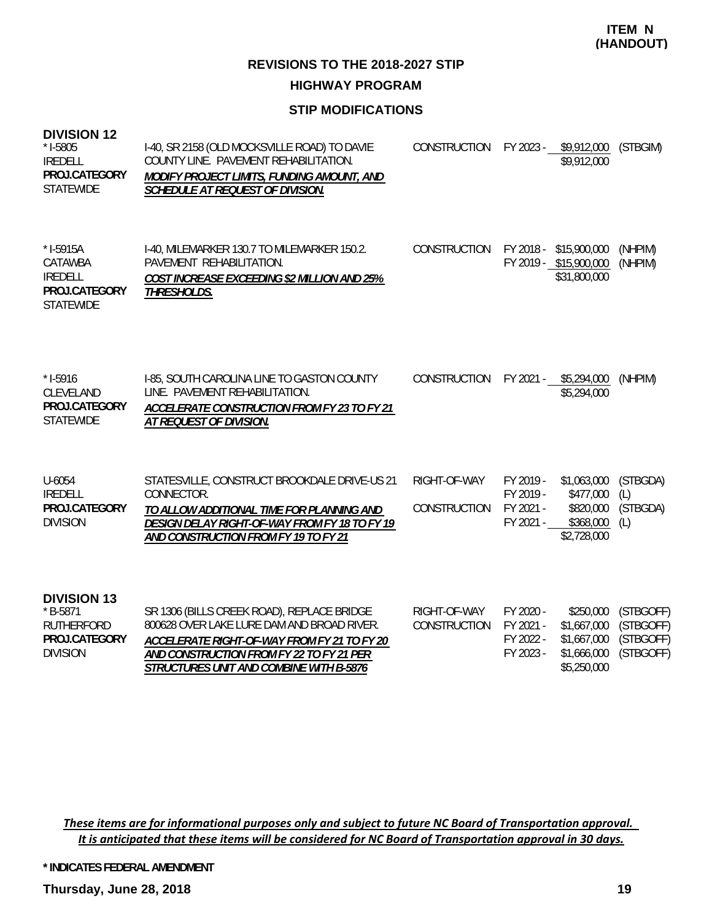**ITEM N (HANDOUT)**

## REVISIONS TO THE 2018-2027 STIP

### HIGHWAY PROGRAM

### STIP MODIFICATIONS

### DIVISION 12

| Project | Description | Phase | Fiscal Year | Amount | Funding |
|---|---|---|---|---|---|
| * I-5805<br>IREDELL<br>**PROJ.CATEGORY**<br>STATEWIDE | I-40, SR 2158 (OLD MOCKSVILLE ROAD) TO DAVIE COUNTY LINE. PAVEMENT REHABILITATION.<br>***MODIFY PROJECT LIMITS, FUNDING AMOUNT, AND SCHEDULE AT REQUEST OF DIVISION.*** | CONSTRUCTION | FY 2023 - | $9,912,000 | (STBGIM) |
| | | | | $9,912,000 | |
| * I-5915A<br>CATAWBA<br>IREDELL<br>**PROJ.CATEGORY**<br>STATEWIDE | I-40, MILEMARKER 130.7 TO MILEMARKER 150.2. PAVEMENT REHABILITATION.<br>***COST INCREASE EXCEEDING $2 MILLION AND 25% THRESHOLDS.*** | CONSTRUCTION | FY 2018 - | $15,900,000 | (NHPIM) |
| | | | FY 2019 - | $15,900,000 | (NHPIM) |
| | | | | $31,800,000 | |
| * I-5916<br>CLEVELAND<br>**PROJ.CATEGORY**<br>STATEWIDE | I-85, SOUTH CAROLINA LINE TO GASTON COUNTY LINE. PAVEMENT REHABILITATION.<br>***ACCELERATE CONSTRUCTION FROM FY 23 TO FY 21 AT REQUEST OF DIVISION.*** | CONSTRUCTION | FY 2021 - | $5,294,000 | (NHPIM) |
| | | | | $5,294,000 | |
| U-6054<br>IREDELL<br>**PROJ.CATEGORY**<br>DIVISION | STATESVILLE, CONSTRUCT BROOKDALE DRIVE-US 21 CONNECTOR.<br>***TO ALLOW ADDITIONAL TIME FOR PLANNING AND DESIGN DELAY RIGHT-OF-WAY FROM FY 18 TO FY 19 AND CONSTRUCTION FROM FY 19 TO FY 21*** | RIGHT-OF-WAY | FY 2019 - | $1,063,000 | (STBGDA) |
| | | | FY 2019 - | $477,000 | (L) |
| | | CONSTRUCTION | FY 2021 - | $820,000 | (STBGDA) |
| | | | FY 2021 - | $368,000 | (L) |
| | | | | $2,728,000 | |

### DIVISION 13

| Project | Description | Phase | Fiscal Year | Amount | Funding |
|---|---|---|---|---|---|
| * B-5871<br>RUTHERFORD<br>**PROJ.CATEGORY**<br>DIVISION | SR 1306 (BILLS CREEK ROAD), REPLACE BRIDGE 800628 OVER LAKE LURE DAM AND BROAD RIVER.<br>***ACCELERATE RIGHT-OF-WAY FROM FY 21 TO FY 20 AND CONSTRUCTION FROM FY 22 TO FY 21 PER STRUCTURES UNIT AND COMBINE WITH B-5876*** | RIGHT-OF-WAY | FY 2020 - | $250,000 | (STBGOFF) |
| | | CONSTRUCTION | FY 2021 - | $1,667,000 | (STBGOFF) |
| | | | FY 2022 - | $1,667,000 | (STBGOFF) |
| | | | FY 2023 - | $1,666,000 | (STBGOFF) |
| | | | | $5,250,000 | |

*These items are for informational purposes only and subject to future NC Board of Transportation approval. It is anticipated that these items will be considered for NC Board of Transportation approval in 30 days.*

**\* INDICATES FEDERAL AMENDMENT**

**Thursday, June 28, 2018**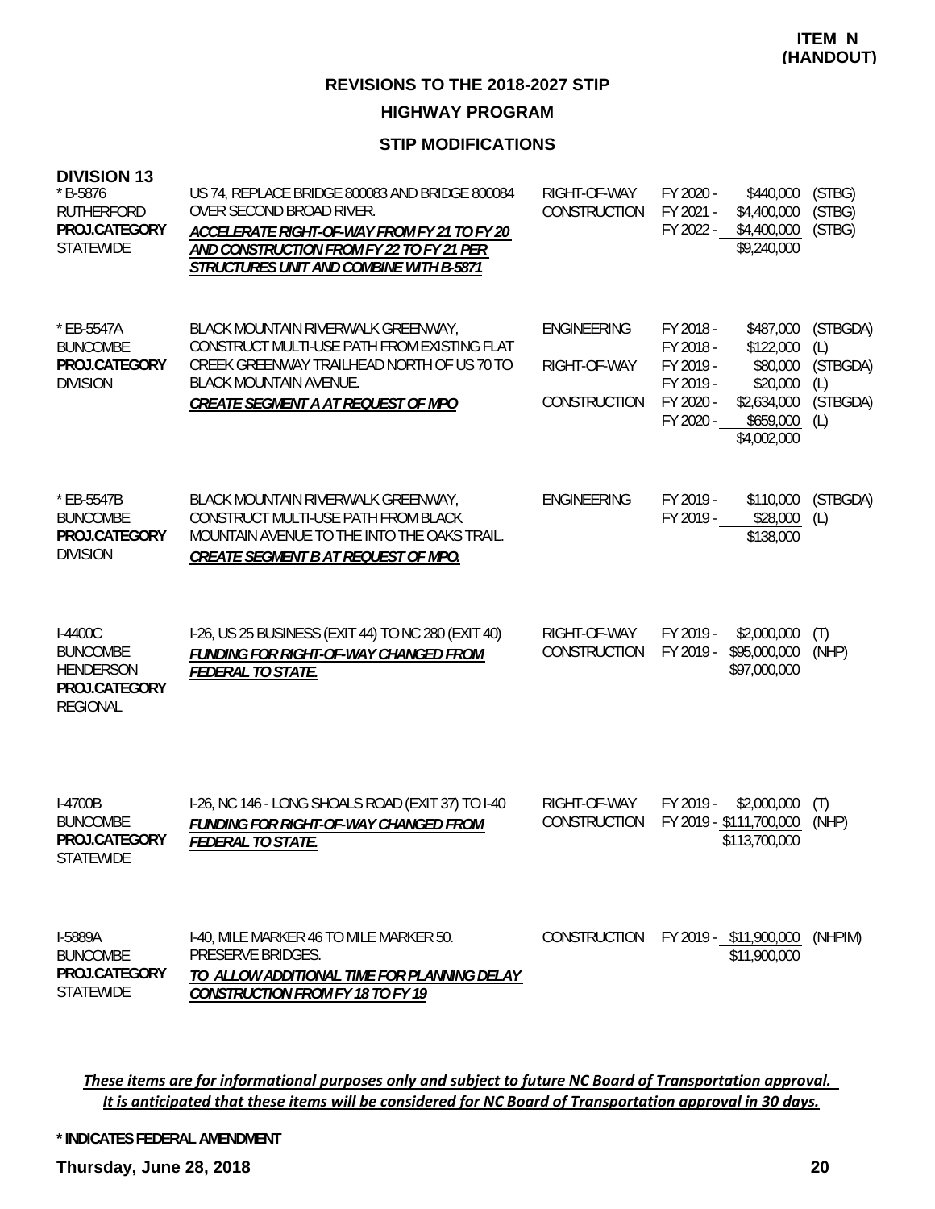**ITEM N (HANDOUT)**

## REVISIONS TO THE 2018-2027 STIP

### HIGHWAY PROGRAM

### STIP MODIFICATIONS

**DIVISION 13**

| Project | Description | Work Type | Fiscal Year | Amount | Funding |
|---|---|---|---|---|---|
| * B-5876<br>RUTHERFORD<br>**PROJ.CATEGORY**<br>STATEWIDE | US 74, REPLACE BRIDGE 800083 AND BRIDGE 800084 OVER SECOND BROAD RIVER.<br>***ACCELERATE RIGHT-OF-WAY FROM FY 21 TO FY 20 AND CONSTRUCTION FROM FY 22 TO FY 21 PER STRUCTURES UNIT AND COMBINE WITH B-5871*** | RIGHT-OF-WAY<br>CONSTRUCTION | FY 2020 -<br>FY 2021 -<br>FY 2022 - | $440,000<br>$4,400,000<br>$4,400,000<br>$9,240,000 | (STBG)<br>(STBG)<br>(STBG) |
| * EB-5547A<br>BUNCOMBE<br>**PROJ.CATEGORY**<br>DIVISION | BLACK MOUNTAIN RIVERWALK GREENWAY, CONSTRUCT MULTI-USE PATH FROM EXISTING FLAT CREEK GREENWAY TRAILHEAD NORTH OF US 70 TO BLACK MOUNTAIN AVENUE.<br>***CREATE SEGMENT A AT REQUEST OF MPO*** | ENGINEERING<br><br>RIGHT-OF-WAY<br><br>CONSTRUCTION | FY 2018 -<br>FY 2018 -<br>FY 2019 -<br>FY 2019 -<br>FY 2020 -<br>FY 2020 - | $487,000<br>$122,000<br>$80,000<br>$20,000<br>$2,634,000<br>$659,000<br>$4,002,000 | (STBGDA)<br>(L)<br>(STBGDA)<br>(L)<br>(STBGDA)<br>(L) |
| * EB-5547B<br>BUNCOMBE<br>**PROJ.CATEGORY**<br>DIVISION | BLACK MOUNTAIN RIVERWALK GREENWAY, CONSTRUCT MULTI-USE PATH FROM BLACK MOUNTAIN AVENUE TO THE INTO THE OAKS TRAIL.<br>***CREATE SEGMENT B AT REQUEST OF MPO.*** | ENGINEERING | FY 2019 -<br>FY 2019 - | $110,000<br>$28,000<br>$138,000 | (STBGDA)<br>(L) |
| I-4400C<br>BUNCOMBE<br>HENDERSON<br>**PROJ.CATEGORY**<br>REGIONAL | I-26, US 25 BUSINESS (EXIT 44) TO NC 280 (EXIT 40)<br>***FUNDING FOR RIGHT-OF-WAY CHANGED FROM FEDERAL TO STATE.*** | RIGHT-OF-WAY<br>CONSTRUCTION | FY 2019 -<br>FY 2019 - | $2,000,000<br>$95,000,000<br>$97,000,000 | (T)<br>(NHP) |
| I-4700B<br>BUNCOMBE<br>**PROJ.CATEGORY**<br>STATEWIDE | I-26, NC 146 - LONG SHOALS ROAD (EXIT 37) TO I-40<br>***FUNDING FOR RIGHT-OF-WAY CHANGED FROM FEDERAL TO STATE.*** | RIGHT-OF-WAY<br>CONSTRUCTION | FY 2019 -<br>FY 2019 - | $2,000,000<br>$111,700,000<br>$113,700,000 | (T)<br>(NHP) |
| I-5889A<br>BUNCOMBE<br>**PROJ.CATEGORY**<br>STATEWIDE | I-40, MILE MARKER 46 TO MILE MARKER 50. PRESERVE BRIDGES.<br>***TO ALLOW ADDITIONAL TIME FOR PLANNING DELAY CONSTRUCTION FROM FY 18 TO FY 19*** | CONSTRUCTION | FY 2019 - | $11,900,000<br>$11,900,000 | (NHPIM) |

*These items are for informational purposes only and subject to future NC Board of Transportation approval. It is anticipated that these items will be considered for NC Board of Transportation approval in 30 days.*

**\* INDICATES FEDERAL AMENDMENT**

**Thursday, June 28, 2018**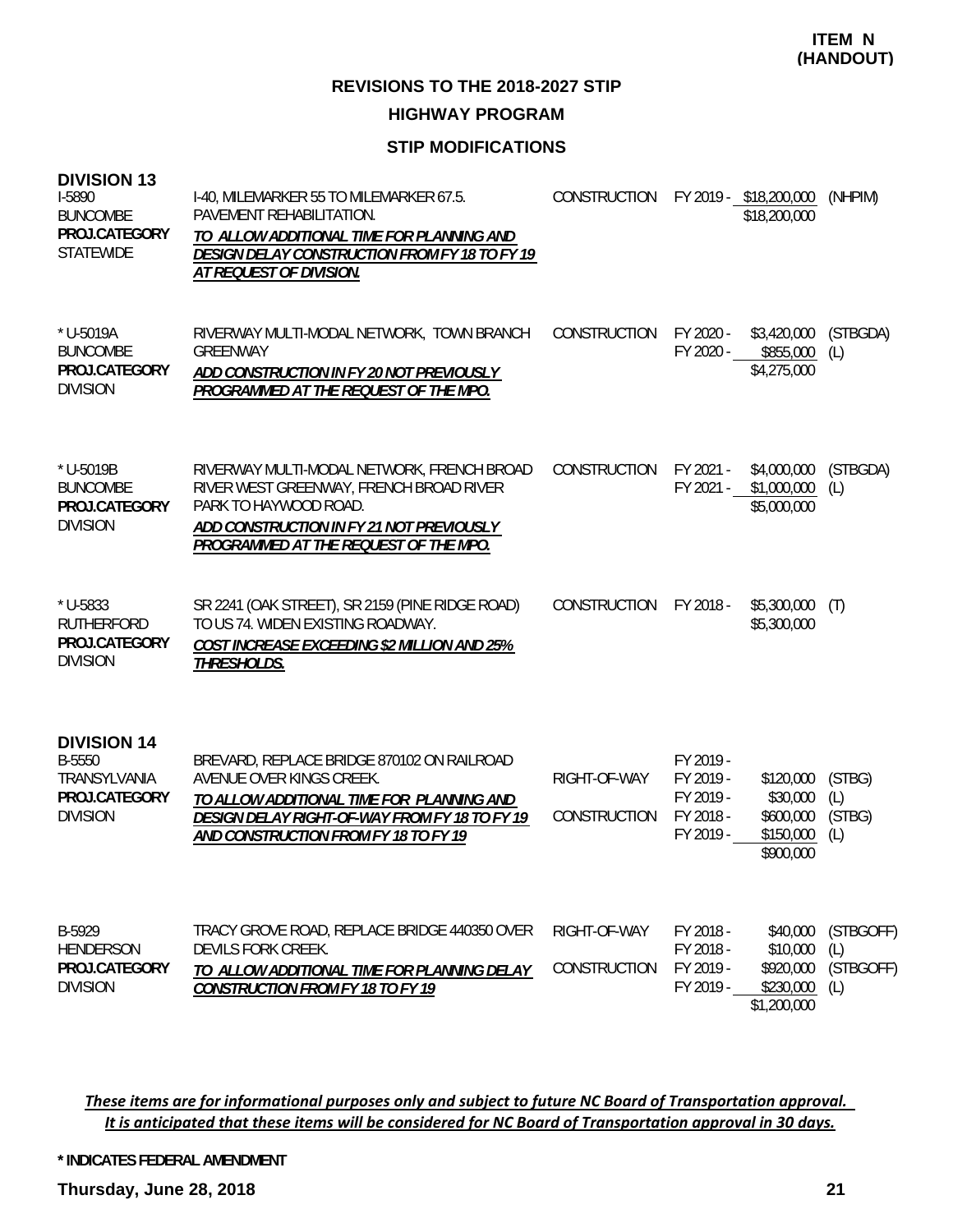**ITEM N (HANDOUT)**

# REVISIONS TO THE 2018-2027 STIP

## HIGHWAY PROGRAM

### STIP MODIFICATIONS

**DIVISION 13**

| Project | Description | Phase | FY | Amount | Fund |
|---|---|---|---|---|---|
| I-5890<br>BUNCOMBE<br>**PROJ.CATEGORY**<br>STATEWIDE | I-40, MILEMARKER 55 TO MILEMARKER 67.5. PAVEMENT REHABILITATION.<br>***TO ALLOW ADDITIONAL TIME FOR PLANNING AND DESIGN DELAY CONSTRUCTION FROM FY 18 TO FY 19 AT REQUEST OF DIVISION.*** | CONSTRUCTION | FY 2019 - | $18,200,000 | (NHPIM) |
| | | | | $18,200,000 | |
| * U-5019A<br>BUNCOMBE<br>**PROJ.CATEGORY**<br>DIVISION | RIVERWAY MULTI-MODAL NETWORK, TOWN BRANCH GREENWAY<br>***ADD CONSTRUCTION IN FY 20 NOT PREVIOUSLY PROGRAMMED AT THE REQUEST OF THE MPO.*** | CONSTRUCTION | FY 2020 - | $3,420,000 | (STBGDA) |
| | | | FY 2020 - | $855,000 | (L) |
| | | | | $4,275,000 | |
| * U-5019B<br>BUNCOMBE<br>**PROJ.CATEGORY**<br>DIVISION | RIVERWAY MULTI-MODAL NETWORK, FRENCH BROAD RIVER WEST GREENWAY, FRENCH BROAD RIVER PARK TO HAYWOOD ROAD.<br>***ADD CONSTRUCTION IN FY 21 NOT PREVIOUSLY PROGRAMMED AT THE REQUEST OF THE MPO.*** | CONSTRUCTION | FY 2021 - | $4,000,000 | (STBGDA) |
| | | | FY 2021 - | $1,000,000 | (L) |
| | | | | $5,000,000 | |
| * U-5833<br>RUTHERFORD<br>**PROJ.CATEGORY**<br>DIVISION | SR 2241 (OAK STREET), SR 2159 (PINE RIDGE ROAD) TO US 74. WIDEN EXISTING ROADWAY.<br>***COST INCREASE EXCEEDING $2 MILLION AND 25% THRESHOLDS.*** | CONSTRUCTION | FY 2018 - | $5,300,000 | (T) |
| | | | | $5,300,000 | |

**DIVISION 14**

| Project | Description | Phase | FY | Amount | Fund |
|---|---|---|---|---|---|
| B-5550<br>TRANSYLVANIA<br>**PROJ.CATEGORY**<br>DIVISION | BREVARD, REPLACE BRIDGE 870102 ON RAILROAD AVENUE OVER KINGS CREEK.<br>***TO ALLOW ADDITIONAL TIME FOR PLANNING AND DESIGN DELAY RIGHT-OF-WAY FROM FY 18 TO FY 19 AND CONSTRUCTION FROM FY 18 TO FY 19*** | | FY 2019 - | | |
| | | RIGHT-OF-WAY | FY 2019 - | $120,000 | (STBG) |
| | | | FY 2019 - | $30,000 | (L) |
| | | CONSTRUCTION | FY 2018 - | $600,000 | (STBG) |
| | | | FY 2019 - | $150,000 | (L) |
| | | | | $900,000 | |
| B-5929<br>HENDERSON<br>**PROJ.CATEGORY**<br>DIVISION | TRACY GROVE ROAD, REPLACE BRIDGE 440350 OVER DEVILS FORK CREEK.<br>***TO ALLOW ADDITIONAL TIME FOR PLANNING DELAY CONSTRUCTION FROM FY 18 TO FY 19*** | RIGHT-OF-WAY | FY 2018 - | $40,000 | (STBGOFF) |
| | | | FY 2018 - | $10,000 | (L) |
| | | CONSTRUCTION | FY 2019 - | $920,000 | (STBGOFF) |
| | | | FY 2019 - | $230,000 | (L) |
| | | | | $1,200,000 | |

*These items are for informational purposes only and subject to future NC Board of Transportation approval. It is anticipated that these items will be considered for NC Board of Transportation approval in 30 days.*

**\* INDICATES FEDERAL AMENDMENT**

**Thursday, June 28, 2018**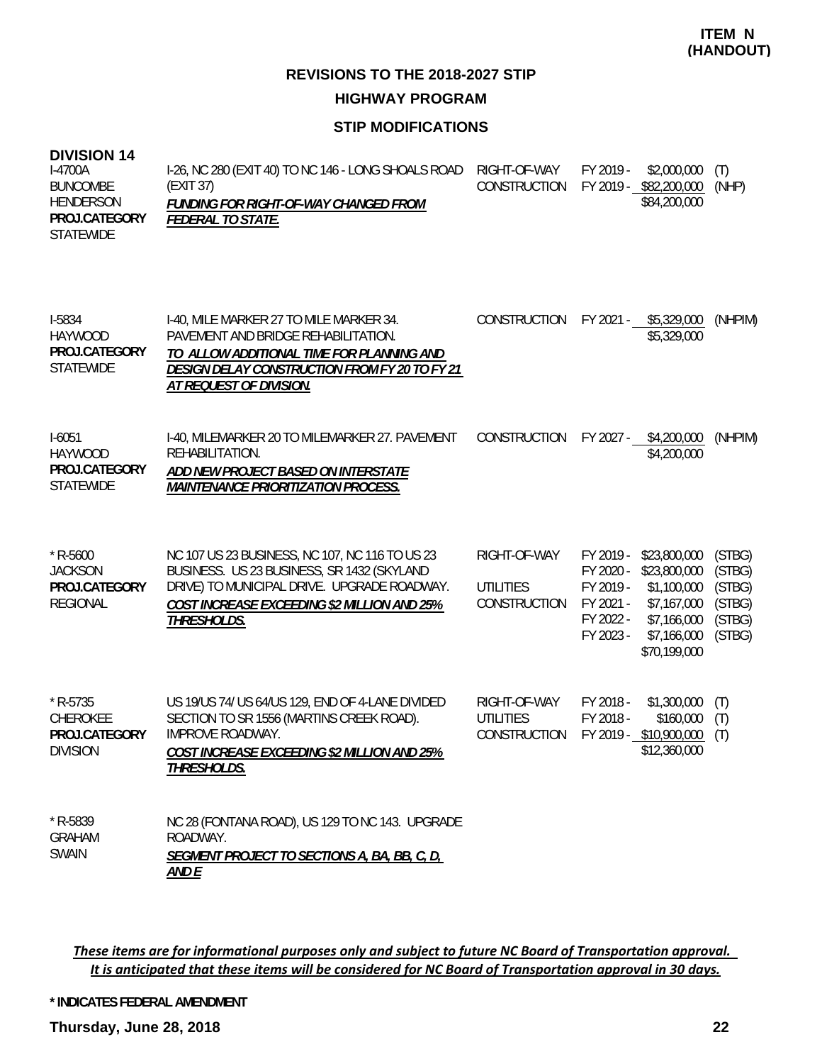**ITEM N (HANDOUT)**

## REVISIONS TO THE 2018-2027 STIP

### HIGHWAY PROGRAM

### STIP MODIFICATIONS

**DIVISION 14**

| Project | Description | Phase | Year | Amount | Fund |
|---|---|---|---|---|---|
| I-4700A<br>BUNCOMBE<br>HENDERSON<br>**PROJ.CATEGORY**<br>STATEWIDE | I-26, NC 280 (EXIT 40) TO NC 146 - LONG SHOALS ROAD (EXIT 37)<br>***FUNDING FOR RIGHT-OF-WAY CHANGED FROM FEDERAL TO STATE.*** | RIGHT-OF-WAY<br>CONSTRUCTION | FY 2019 -<br>FY 2019 - | \$2,000,000<br>\$82,200,000<br>\$84,200,000 | (T)<br>(NHP) |
| I-5834<br>HAYWOOD<br>**PROJ.CATEGORY**<br>STATEWIDE | I-40, MILE MARKER 27 TO MILE MARKER 34. PAVEMENT AND BRIDGE REHABILITATION.<br>***TO ALLOW ADDITIONAL TIME FOR PLANNING AND DESIGN DELAY CONSTRUCTION FROM FY 20 TO FY 21 AT REQUEST OF DIVISION.*** | CONSTRUCTION | FY 2021 - | \$5,329,000<br>\$5,329,000 | (NHPIM) |
| I-6051<br>HAYWOOD<br>**PROJ.CATEGORY**<br>STATEWIDE | I-40, MILEMARKER 20 TO MILEMARKER 27. PAVEMENT REHABILITATION.<br>***ADD NEW PROJECT BASED ON INTERSTATE MAINTENANCE PRIORITIZATION PROCESS.*** | CONSTRUCTION | FY 2027 - | \$4,200,000<br>\$4,200,000 | (NHPIM) |
| * R-5600<br>JACKSON<br>**PROJ.CATEGORY**<br>REGIONAL | NC 107 US 23 BUSINESS, NC 107, NC 116 TO US 23 BUSINESS. US 23 BUSINESS, SR 1432 (SKYLAND DRIVE) TO MUNICIPAL DRIVE. UPGRADE ROADWAY.<br>***COST INCREASE EXCEEDING \$2 MILLION AND 25% THRESHOLDS.*** | RIGHT-OF-WAY<br><br>UTILITIES<br>CONSTRUCTION | FY 2019 -<br>FY 2020 -<br>FY 2019 -<br>FY 2021 -<br>FY 2022 -<br>FY 2023 - | \$23,800,000<br>\$23,800,000<br>\$1,100,000<br>\$7,167,000<br>\$7,166,000<br>\$7,166,000<br>\$70,199,000 | (STBG)<br>(STBG)<br>(STBG)<br>(STBG)<br>(STBG)<br>(STBG) |
| * R-5735<br>CHEROKEE<br>**PROJ.CATEGORY**<br>DIVISION | US 19/US 74/ US 64/US 129, END OF 4-LANE DIVIDED SECTION TO SR 1556 (MARTINS CREEK ROAD). IMPROVE ROADWAY.<br>***COST INCREASE EXCEEDING \$2 MILLION AND 25% THRESHOLDS.*** | RIGHT-OF-WAY<br>UTILITIES<br>CONSTRUCTION | FY 2018 -<br>FY 2018 -<br>FY 2019 - | \$1,300,000<br>\$160,000<br>\$10,900,000<br>\$12,360,000 | (T)<br>(T)<br>(T) |
| * R-5839<br>GRAHAM<br>SWAIN | NC 28 (FONTANA ROAD), US 129 TO NC 143. UPGRADE ROADWAY.<br>***SEGMENT PROJECT TO SECTIONS A, BA, BB, C, D, AND E*** | | | | |

*These items are for informational purposes only and subject to future NC Board of Transportation approval. It is anticipated that these items will be considered for NC Board of Transportation approval in 30 days.*

**\* INDICATES FEDERAL AMENDMENT**

**Thursday, June 28, 2018**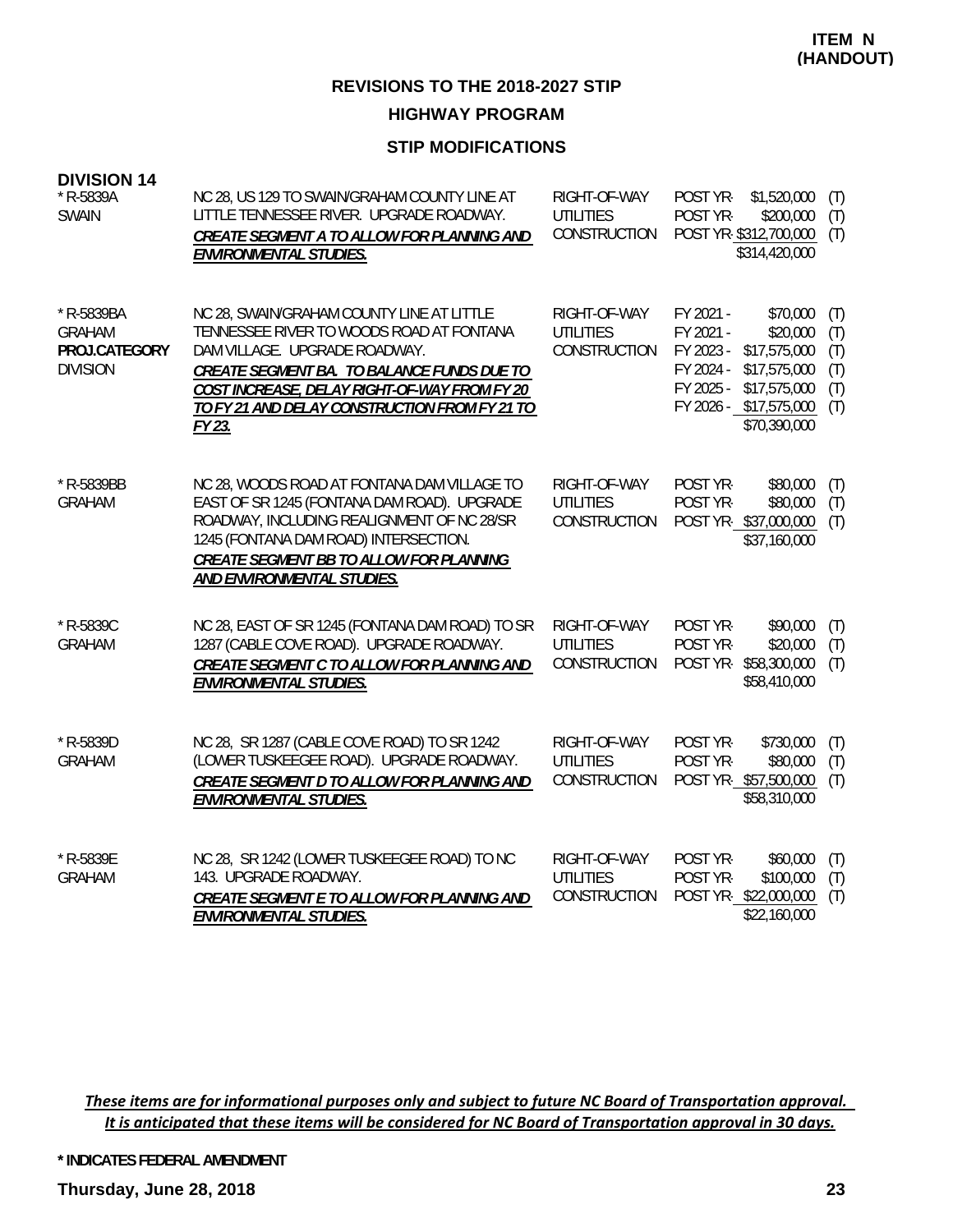**ITEM N (HANDOUT)**

## REVISIONS TO THE 2018-2027 STIP

### HIGHWAY PROGRAM

### STIP MODIFICATIONS

**DIVISION 14**

| Project | Description | Work Type | Schedule | Amount | |
|---|---|---|---|---|---|
| * R-5839A<br>SWAIN | NC 28, US 129 TO SWAIN/GRAHAM COUNTY LINE AT LITTLE TENNESSEE RIVER. UPGRADE ROADWAY.<br>***CREATE SEGMENT A TO ALLOW FOR PLANNING AND ENVIRONMENTAL STUDIES.*** | RIGHT-OF-WAY<br>UTILITIES<br>CONSTRUCTION | POST YR<br>POST YR<br>POST YR | \$1,520,000<br>\$200,000<br>\$312,700,000<br>\$314,420,000 | (T)<br>(T)<br>(T) |
| * R-5839BA<br>GRAHAM<br>**PROJ.CATEGORY**<br>DIVISION | NC 28, SWAIN/GRAHAM COUNTY LINE AT LITTLE TENNESSEE RIVER TO WOODS ROAD AT FONTANA DAM VILLAGE. UPGRADE ROADWAY.<br>***TO BALANCE FUNDS DUE TO COST INCREASE, DELAY RIGHT-OF-WAY FROM FY 20 TO FY 21 AND DELAY CONSTRUCTION FROM FY 21 TO FY 23.*** | RIGHT-OF-WAY<br>UTILITIES<br>CONSTRUCTION | FY 2021 -<br>FY 2021 -<br>FY 2023 -<br>FY 2024 -<br>FY 2025 -<br>FY 2026 - | \$70,000<br>\$20,000<br>\$17,575,000<br>\$17,575,000<br>\$17,575,000<br>\$17,575,000<br>\$70,390,000 | (T)<br>(T)<br>(T)<br>(T)<br>(T)<br>(T) |
| * R-5839BB<br>GRAHAM | NC 28, WOODS ROAD AT FONTANA DAM VILLAGE TO EAST OF SR 1245 (FONTANA DAM ROAD). UPGRADE ROADWAY, INCLUDING REALIGNMENT OF NC 28/SR 1245 (FONTANA DAM ROAD) INTERSECTION.<br>***CREATE SEGMENT BB TO ALLOW FOR PLANNING AND ENVIRONMENTAL STUDIES.*** | RIGHT-OF-WAY<br>UTILITIES<br>CONSTRUCTION | POST YR<br>POST YR<br>POST YR | \$80,000<br>\$80,000<br>\$37,000,000<br>\$37,160,000 | (T)<br>(T)<br>(T) |
| * R-5839C<br>GRAHAM | NC 28, EAST OF SR 1245 (FONTANA DAM ROAD) TO SR 1287 (CABLE COVE ROAD). UPGRADE ROADWAY.<br>***CREATE SEGMENT C TO ALLOW FOR PLANNING AND ENVIRONMENTAL STUDIES.*** | RIGHT-OF-WAY<br>UTILITIES<br>CONSTRUCTION | POST YR<br>POST YR<br>POST YR | \$90,000<br>\$20,000<br>\$58,300,000<br>\$58,410,000 | (T)<br>(T)<br>(T) |
| * R-5839D<br>GRAHAM | NC 28, SR 1287 (CABLE COVE ROAD) TO SR 1242 (LOWER TUSKEEGEE ROAD). UPGRADE ROADWAY.<br>***CREATE SEGMENT D TO ALLOW FOR PLANNING AND ENVIRONMENTAL STUDIES.*** | RIGHT-OF-WAY<br>UTILITIES<br>CONSTRUCTION | POST YR<br>POST YR<br>POST YR | \$730,000<br>\$80,000<br>\$57,500,000<br>\$58,310,000 | (T)<br>(T)<br>(T) |
| * R-5839E<br>GRAHAM | NC 28, SR 1242 (LOWER TUSKEEGEE ROAD) TO NC 143. UPGRADE ROADWAY.<br>***CREATE SEGMENT E TO ALLOW FOR PLANNING AND ENVIRONMENTAL STUDIES.*** | RIGHT-OF-WAY<br>UTILITIES<br>CONSTRUCTION | POST YR<br>POST YR<br>POST YR | \$60,000<br>\$100,000<br>\$22,000,000<br>\$22,160,000 | (T)<br>(T)<br>(T) |

*These items are for informational purposes only and subject to future NC Board of Transportation approval. It is anticipated that these items will be considered for NC Board of Transportation approval in 30 days.*

**\* INDICATES FEDERAL AMENDMENT**

**Thursday, June 28, 2018**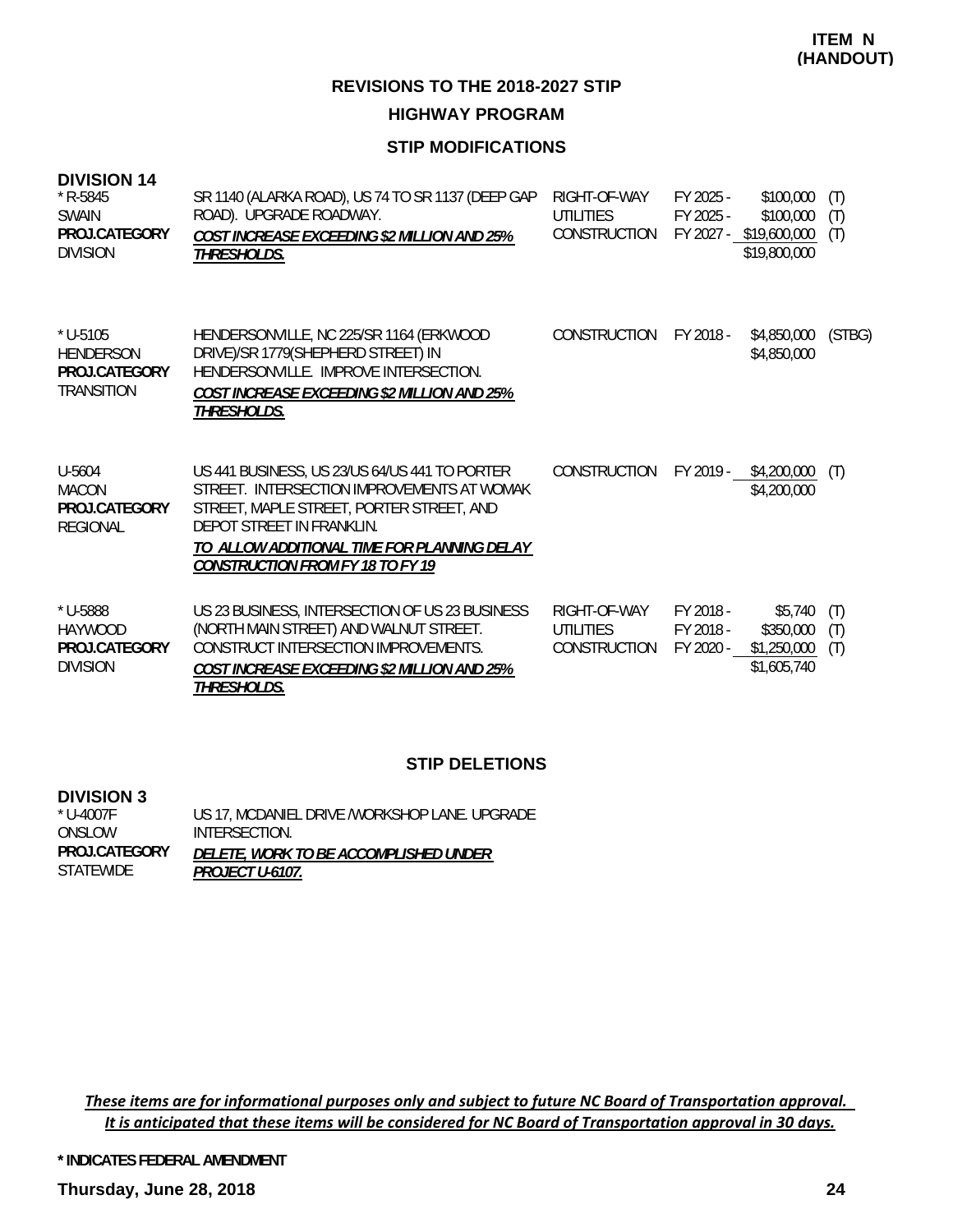**ITEM N (HANDOUT)**

## REVISIONS TO THE 2018-2027 STIP

### HIGHWAY PROGRAM

### STIP MODIFICATIONS

**DIVISION 14**

| Project | Description | Phase | Fiscal Year | Amount | Funding |
|---|---|---|---|---|---|
| * R-5845<br>SWAIN<br>**PROJ.CATEGORY**<br>DIVISION | SR 1140 (ALARKA ROAD), US 74 TO SR 1137 (DEEP GAP ROAD). UPGRADE ROADWAY.<br>***COST INCREASE EXCEEDING $2 MILLION AND 25% THRESHOLDS.*** | RIGHT-OF-WAY<br>UTILITIES<br>CONSTRUCTION | FY 2025 -<br>FY 2025 -<br>FY 2027 - | $100,000<br>$100,000<br>$19,600,000<br>$19,800,000 | (T)<br>(T)<br>(T) |
| * U-5105<br>HENDERSON<br>**PROJ.CATEGORY**<br>TRANSITION | HENDERSONVILLE, NC 225/SR 1164 (ERKWOOD DRIVE)/SR 1779(SHEPHERD STREET) IN HENDERSONVILLE. IMPROVE INTERSECTION.<br>***COST INCREASE EXCEEDING $2 MILLION AND 25% THRESHOLDS.*** | CONSTRUCTION | FY 2018 - | $4,850,000<br>$4,850,000 | (STBG) |
| U-5604<br>MACON<br>**PROJ.CATEGORY**<br>REGIONAL | US 441 BUSINESS, US 23/US 64/US 441 TO PORTER STREET. INTERSECTION IMPROVEMENTS AT WOMAK STREET, MAPLE STREET, PORTER STREET, AND DEPOT STREET IN FRANKLIN.<br>***TO ALLOW ADDITIONAL TIME FOR PLANNING DELAY CONSTRUCTION FROM FY 18 TO FY 19*** | CONSTRUCTION | FY 2019 - | $4,200,000<br>$4,200,000 | (T) |
| * U-5888<br>HAYWOOD<br>**PROJ.CATEGORY**<br>DIVISION | US 23 BUSINESS, INTERSECTION OF US 23 BUSINESS (NORTH MAIN STREET) AND WALNUT STREET. CONSTRUCT INTERSECTION IMPROVEMENTS.<br>***COST INCREASE EXCEEDING $2 MILLION AND 25% THRESHOLDS.*** | RIGHT-OF-WAY<br>UTILITIES<br>CONSTRUCTION | FY 2018 -<br>FY 2018 -<br>FY 2020 - | $5,740<br>$350,000<br>$1,250,000<br>$1,605,740 | (T)<br>(T)<br>(T) |

### STIP DELETIONS

**DIVISION 3**

| Project | Description |
|---|---|
| * U-4007F<br>ONSLOW<br>**PROJ.CATEGORY**<br>STATEWIDE | US 17, MCDANIEL DRIVE /WORKSHOP LANE. UPGRADE INTERSECTION.<br>***DELETE, WORK TO BE ACCOMPLISHED UNDER PROJECT U-6107.*** |

*These items are for informational purposes only and subject to future NC Board of Transportation approval. It is anticipated that these items will be considered for NC Board of Transportation approval in 30 days.*

**\* INDICATES FEDERAL AMENDMENT**

**Thursday, June 28, 2018**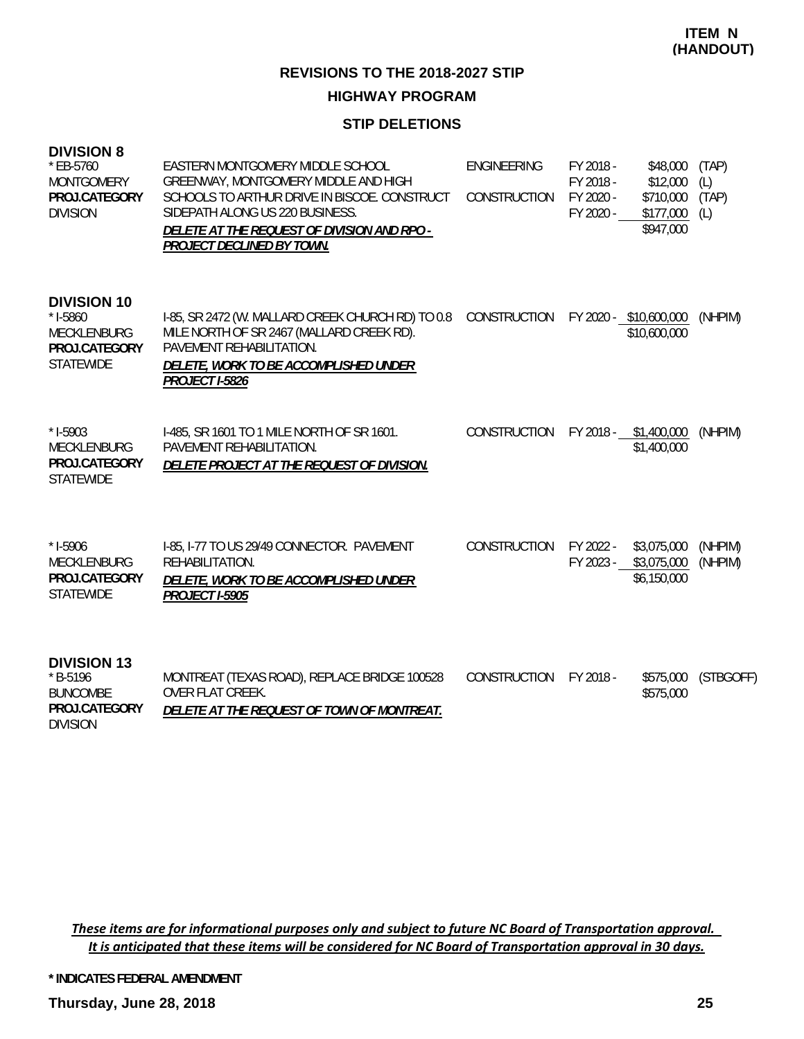**ITEM N
(HANDOUT)**

## REVISIONS TO THE 2018-2027 STIP

### HIGHWAY PROGRAM

### STIP DELETIONS

**DIVISION 8**

| | | | | | |
|---|---|---|---|---|---|
| * EB-5760<br>MONTGOMERY<br>**PROJ.CATEGORY**<br>DIVISION | EASTERN MONTGOMERY MIDDLE SCHOOL GREENWAY, MONTGOMERY MIDDLE AND HIGH SCHOOLS TO ARTHUR DRIVE IN BISCOE. CONSTRUCT SIDEPATH ALONG US 220 BUSINESS.<br>***DELETE AT THE REQUEST OF DIVISION AND RPO - PROJECT DECLINED BY TOWN.*** | ENGINEERING<br><br>CONSTRUCTION | FY 2018 -<br>FY 2018 -<br>FY 2020 -<br>FY 2020 - | $48,000<br>$12,000<br>$710,000<br>$177,000<br>$947,000 | (TAP)<br>(L)<br>(TAP)<br>(L) |

**DIVISION 10**

| | | | | | |
|---|---|---|---|---|---|
| * I-5860<br>MECKLENBURG<br>**PROJ.CATEGORY**<br>STATEWIDE | I-85, SR 2472 (W. MALLARD CREEK CHURCH RD) TO 0.8 MILE NORTH OF SR 2467 (MALLARD CREEK RD). PAVEMENT REHABILITATION.<br>***DELETE, WORK TO BE ACCOMPLISHED UNDER PROJECT I-5826*** | CONSTRUCTION | FY 2020 - | $10,600,000<br>$10,600,000 | (NHPIM) |
| * I-5903<br>MECKLENBURG<br>**PROJ.CATEGORY**<br>STATEWIDE | I-485, SR 1601 TO 1 MILE NORTH OF SR 1601. PAVEMENT REHABILITATION.<br>***DELETE PROJECT AT THE REQUEST OF DIVISION.*** | CONSTRUCTION | FY 2018 - | $1,400,000<br>$1,400,000 | (NHPIM) |
| * I-5906<br>MECKLENBURG<br>**PROJ.CATEGORY**<br>STATEWIDE | I-85, I-77 TO US 29/49 CONNECTOR. PAVEMENT REHABILITATION.<br>***DELETE, WORK TO BE ACCOMPLISHED UNDER PROJECT I-5905*** | CONSTRUCTION | FY 2022 -<br>FY 2023 - | $3,075,000<br>$3,075,000<br>$6,150,000 | (NHPIM)<br>(NHPIM) |

**DIVISION 13**

| | | | | | |
|---|---|---|---|---|---|
| * B-5196<br>BUNCOMBE<br>**PROJ.CATEGORY**<br>DIVISION | MONTREAT (TEXAS ROAD), REPLACE BRIDGE 100528 OVER FLAT CREEK.<br>***DELETE AT THE REQUEST OF TOWN OF MONTREAT.*** | CONSTRUCTION | FY 2018 - | $575,000<br>$575,000 | (STBGOFF) |

*These items are for informational purposes only and subject to future NC Board of Transportation approval. It is anticipated that these items will be considered for NC Board of Transportation approval in 30 days.*

**\* INDICATES FEDERAL AMENDMENT**

**Thursday, June 28, 2018**